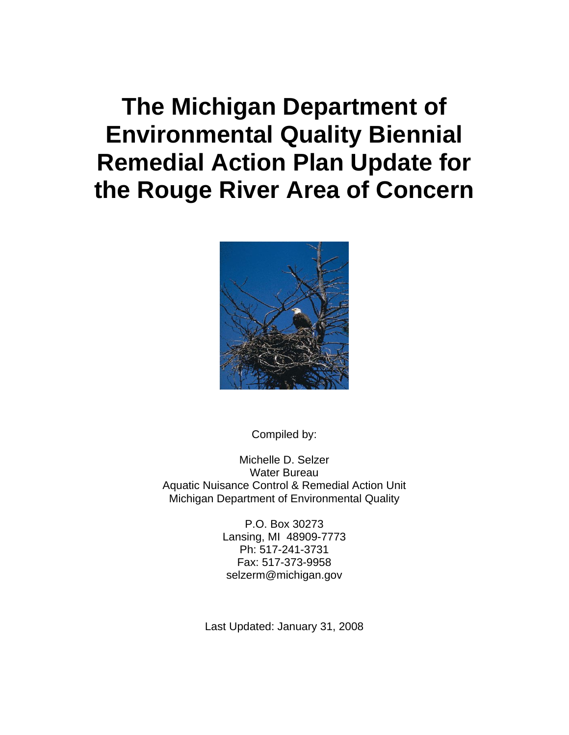# The Michigan Department of Environmental Quality Biennial Remedial Action Plan Update for the Rouge River Area of Concern

Compiled by:

Michelle D. Selzer
Water Bureau
Aquatic Nuisance Control & Remedial Action Unit
Michigan Department of Environmental Quality

P.O. Box 30273
Lansing, MI 48909-7773
Ph: 517-241-3731
Fax: 517-373-9958
selzerm@michigan.gov

Last Updated: January 31, 2008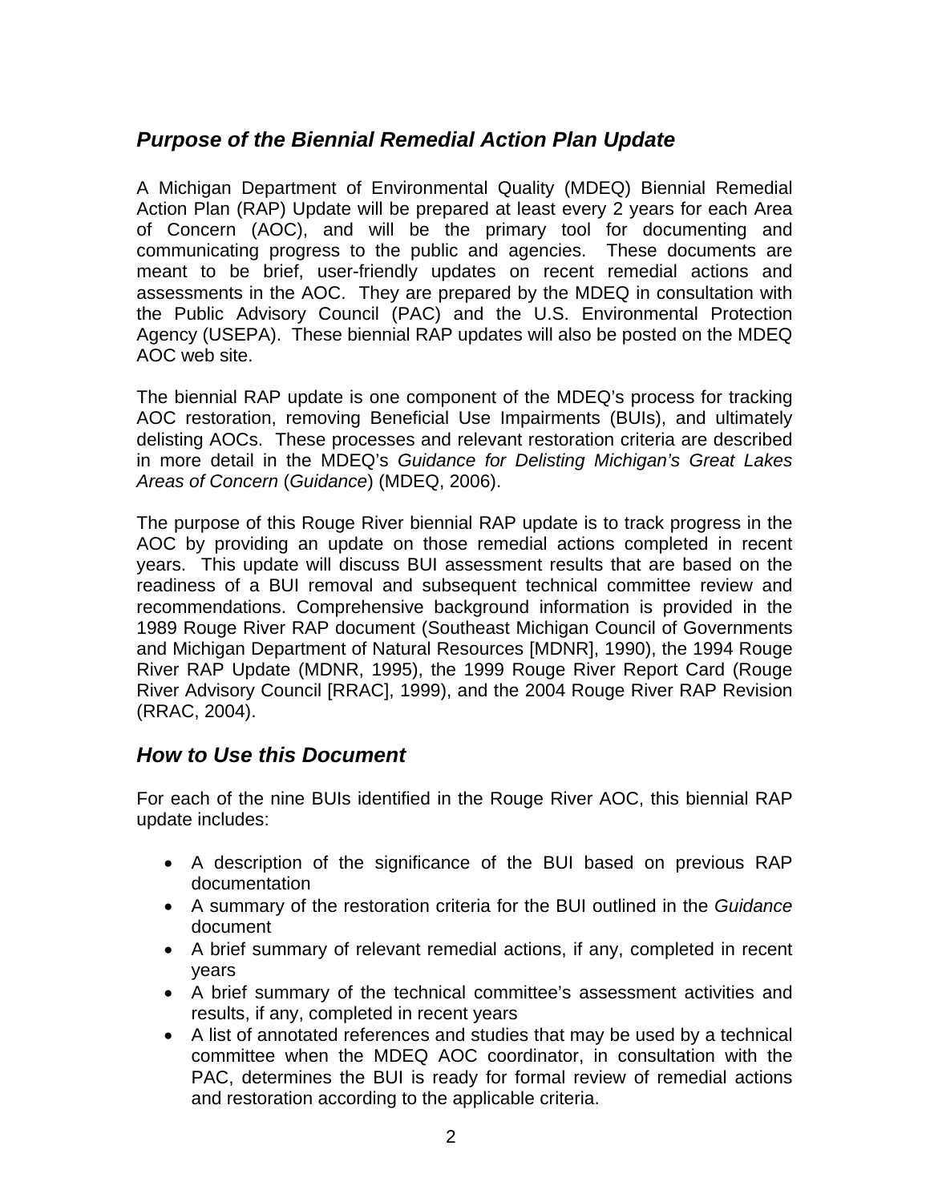## *Purpose of the Biennial Remedial Action Plan Update*

A Michigan Department of Environmental Quality (MDEQ) Biennial Remedial Action Plan (RAP) Update will be prepared at least every 2 years for each Area of Concern (AOC), and will be the primary tool for documenting and communicating progress to the public and agencies. These documents are meant to be brief, user-friendly updates on recent remedial actions and assessments in the AOC. They are prepared by the MDEQ in consultation with the Public Advisory Council (PAC) and the U.S. Environmental Protection Agency (USEPA). These biennial RAP updates will also be posted on the MDEQ AOC web site.

The biennial RAP update is one component of the MDEQ's process for tracking AOC restoration, removing Beneficial Use Impairments (BUIs), and ultimately delisting AOCs. These processes and relevant restoration criteria are described in more detail in the MDEQ's *Guidance for Delisting Michigan's Great Lakes Areas of Concern* (*Guidance*) (MDEQ, 2006).

The purpose of this Rouge River biennial RAP update is to track progress in the AOC by providing an update on those remedial actions completed in recent years. This update will discuss BUI assessment results that are based on the readiness of a BUI removal and subsequent technical committee review and recommendations. Comprehensive background information is provided in the 1989 Rouge River RAP document (Southeast Michigan Council of Governments and Michigan Department of Natural Resources [MDNR], 1990), the 1994 Rouge River RAP Update (MDNR, 1995), the 1999 Rouge River Report Card (Rouge River Advisory Council [RRAC], 1999), and the 2004 Rouge River RAP Revision (RRAC, 2004).

## *How to Use this Document*

For each of the nine BUIs identified in the Rouge River AOC, this biennial RAP update includes:

- A description of the significance of the BUI based on previous RAP documentation
- A summary of the restoration criteria for the BUI outlined in the *Guidance* document
- A brief summary of relevant remedial actions, if any, completed in recent years
- A brief summary of the technical committee's assessment activities and results, if any, completed in recent years
- A list of annotated references and studies that may be used by a technical committee when the MDEQ AOC coordinator, in consultation with the PAC, determines the BUI is ready for formal review of remedial actions and restoration according to the applicable criteria.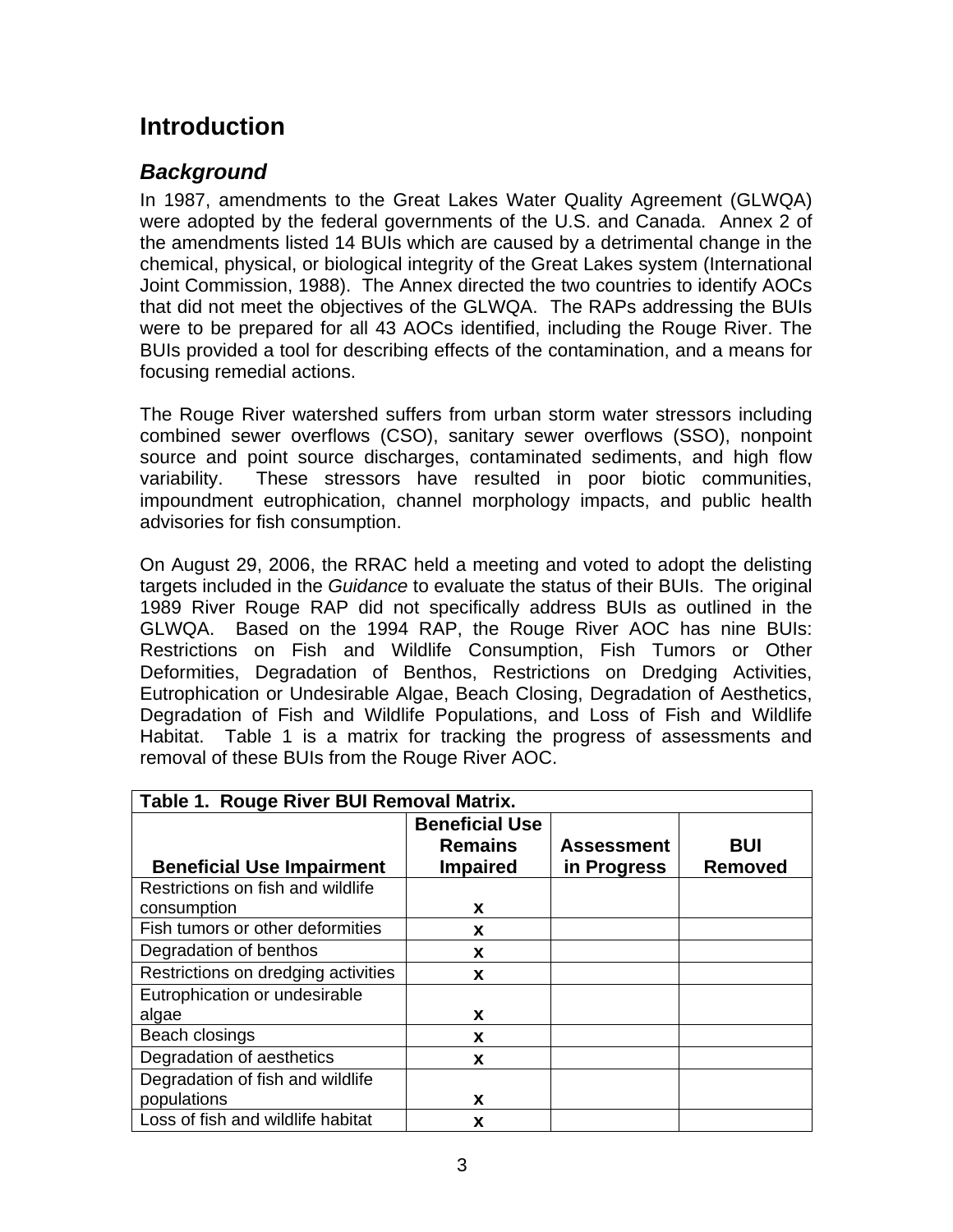# Introduction

## *Background*

In 1987, amendments to the Great Lakes Water Quality Agreement (GLWQA) were adopted by the federal governments of the U.S. and Canada. Annex 2 of the amendments listed 14 BUIs which are caused by a detrimental change in the chemical, physical, or biological integrity of the Great Lakes system (International Joint Commission, 1988). The Annex directed the two countries to identify AOCs that did not meet the objectives of the GLWQA. The RAPs addressing the BUIs were to be prepared for all 43 AOCs identified, including the Rouge River. The BUIs provided a tool for describing effects of the contamination, and a means for focusing remedial actions.

The Rouge River watershed suffers from urban storm water stressors including combined sewer overflows (CSO), sanitary sewer overflows (SSO), nonpoint source and point source discharges, contaminated sediments, and high flow variability. These stressors have resulted in poor biotic communities, impoundment eutrophication, channel morphology impacts, and public health advisories for fish consumption.

On August 29, 2006, the RRAC held a meeting and voted to adopt the delisting targets included in the *Guidance* to evaluate the status of their BUIs. The original 1989 River Rouge RAP did not specifically address BUIs as outlined in the GLWQA. Based on the 1994 RAP, the Rouge River AOC has nine BUIs: Restrictions on Fish and Wildlife Consumption, Fish Tumors or Other Deformities, Degradation of Benthos, Restrictions on Dredging Activities, Eutrophication or Undesirable Algae, Beach Closing, Degradation of Aesthetics, Degradation of Fish and Wildlife Populations, and Loss of Fish and Wildlife Habitat. Table 1 is a matrix for tracking the progress of assessments and removal of these BUIs from the Rouge River AOC.

**Table 1. Rouge River BUI Removal Matrix.**

| Beneficial Use Impairment | Beneficial Use Remains Impaired | Assessment in Progress | BUI Removed |
|---|---|---|---|
| Restrictions on fish and wildlife consumption | x | | |
| Fish tumors or other deformities | x | | |
| Degradation of benthos | x | | |
| Restrictions on dredging activities | x | | |
| Eutrophication or undesirable algae | x | | |
| Beach closings | x | | |
| Degradation of aesthetics | x | | |
| Degradation of fish and wildlife populations | x | | |
| Loss of fish and wildlife habitat | x | | |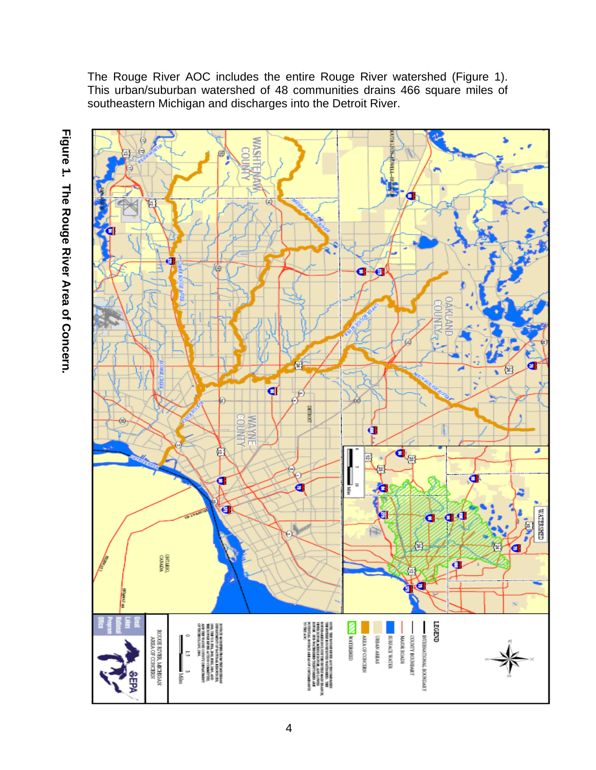The Rouge River AOC includes the entire Rouge River watershed (Figure 1). This urban/suburban watershed of 48 communities drains 466 square miles of southeastern Michigan and discharges into the Detroit River.

**Figure 1. The Rouge River Area of Concern.**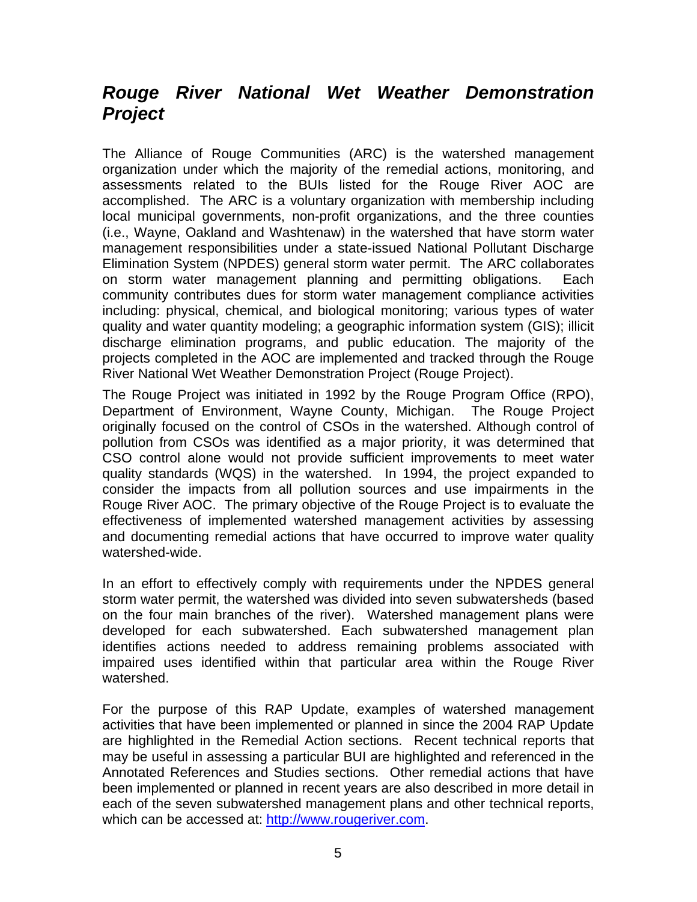## *Rouge River National Wet Weather Demonstration Project*

The Alliance of Rouge Communities (ARC) is the watershed management organization under which the majority of the remedial actions, monitoring, and assessments related to the BUIs listed for the Rouge River AOC are accomplished. The ARC is a voluntary organization with membership including local municipal governments, non-profit organizations, and the three counties (i.e., Wayne, Oakland and Washtenaw) in the watershed that have storm water management responsibilities under a state-issued National Pollutant Discharge Elimination System (NPDES) general storm water permit. The ARC collaborates on storm water management planning and permitting obligations. Each community contributes dues for storm water management compliance activities including: physical, chemical, and biological monitoring; various types of water quality and water quantity modeling; a geographic information system (GIS); illicit discharge elimination programs, and public education. The majority of the projects completed in the AOC are implemented and tracked through the Rouge River National Wet Weather Demonstration Project (Rouge Project).

The Rouge Project was initiated in 1992 by the Rouge Program Office (RPO), Department of Environment, Wayne County, Michigan. The Rouge Project originally focused on the control of CSOs in the watershed. Although control of pollution from CSOs was identified as a major priority, it was determined that CSO control alone would not provide sufficient improvements to meet water quality standards (WQS) in the watershed. In 1994, the project expanded to consider the impacts from all pollution sources and use impairments in the Rouge River AOC. The primary objective of the Rouge Project is to evaluate the effectiveness of implemented watershed management activities by assessing and documenting remedial actions that have occurred to improve water quality watershed-wide.

In an effort to effectively comply with requirements under the NPDES general storm water permit, the watershed was divided into seven subwatersheds (based on the four main branches of the river). Watershed management plans were developed for each subwatershed. Each subwatershed management plan identifies actions needed to address remaining problems associated with impaired uses identified within that particular area within the Rouge River watershed.

For the purpose of this RAP Update, examples of watershed management activities that have been implemented or planned in since the 2004 RAP Update are highlighted in the Remedial Action sections. Recent technical reports that may be useful in assessing a particular BUI are highlighted and referenced in the Annotated References and Studies sections. Other remedial actions that have been implemented or planned in recent years are also described in more detail in each of the seven subwatershed management plans and other technical reports, which can be accessed at: [http://www.rougeriver.com](http://www.rougeriver.com).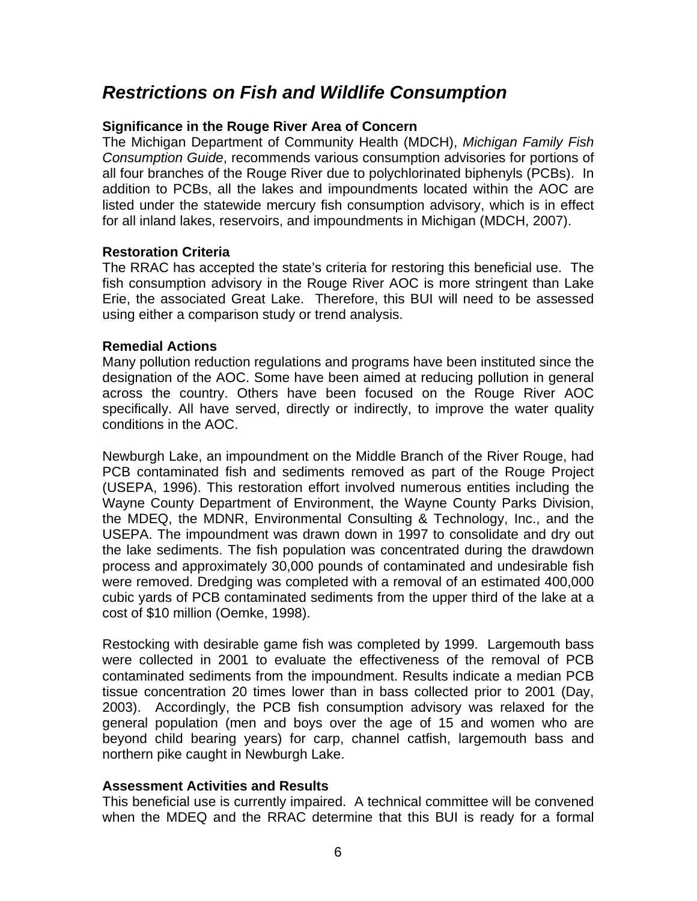## *Restrictions on Fish and Wildlife Consumption*

**Significance in the Rouge River Area of Concern**

The Michigan Department of Community Health (MDCH), *Michigan Family Fish Consumption Guide*, recommends various consumption advisories for portions of all four branches of the Rouge River due to polychlorinated biphenyls (PCBs). In addition to PCBs, all the lakes and impoundments located within the AOC are listed under the statewide mercury fish consumption advisory, which is in effect for all inland lakes, reservoirs, and impoundments in Michigan (MDCH, 2007).

**Restoration Criteria**

The RRAC has accepted the state's criteria for restoring this beneficial use. The fish consumption advisory in the Rouge River AOC is more stringent than Lake Erie, the associated Great Lake. Therefore, this BUI will need to be assessed using either a comparison study or trend analysis.

**Remedial Actions**

Many pollution reduction regulations and programs have been instituted since the designation of the AOC. Some have been aimed at reducing pollution in general across the country. Others have been focused on the Rouge River AOC specifically. All have served, directly or indirectly, to improve the water quality conditions in the AOC.

Newburgh Lake, an impoundment on the Middle Branch of the River Rouge, had PCB contaminated fish and sediments removed as part of the Rouge Project (USEPA, 1996). This restoration effort involved numerous entities including the Wayne County Department of Environment, the Wayne County Parks Division, the MDEQ, the MDNR, Environmental Consulting & Technology, Inc., and the USEPA. The impoundment was drawn down in 1997 to consolidate and dry out the lake sediments. The fish population was concentrated during the drawdown process and approximately 30,000 pounds of contaminated and undesirable fish were removed. Dredging was completed with a removal of an estimated 400,000 cubic yards of PCB contaminated sediments from the upper third of the lake at a cost of $10 million (Oemke, 1998).

Restocking with desirable game fish was completed by 1999. Largemouth bass were collected in 2001 to evaluate the effectiveness of the removal of PCB contaminated sediments from the impoundment. Results indicate a median PCB tissue concentration 20 times lower than in bass collected prior to 2001 (Day, 2003). Accordingly, the PCB fish consumption advisory was relaxed for the general population (men and boys over the age of 15 and women who are beyond child bearing years) for carp, channel catfish, largemouth bass and northern pike caught in Newburgh Lake.

**Assessment Activities and Results**

This beneficial use is currently impaired. A technical committee will be convened when the MDEQ and the RRAC determine that this BUI is ready for a formal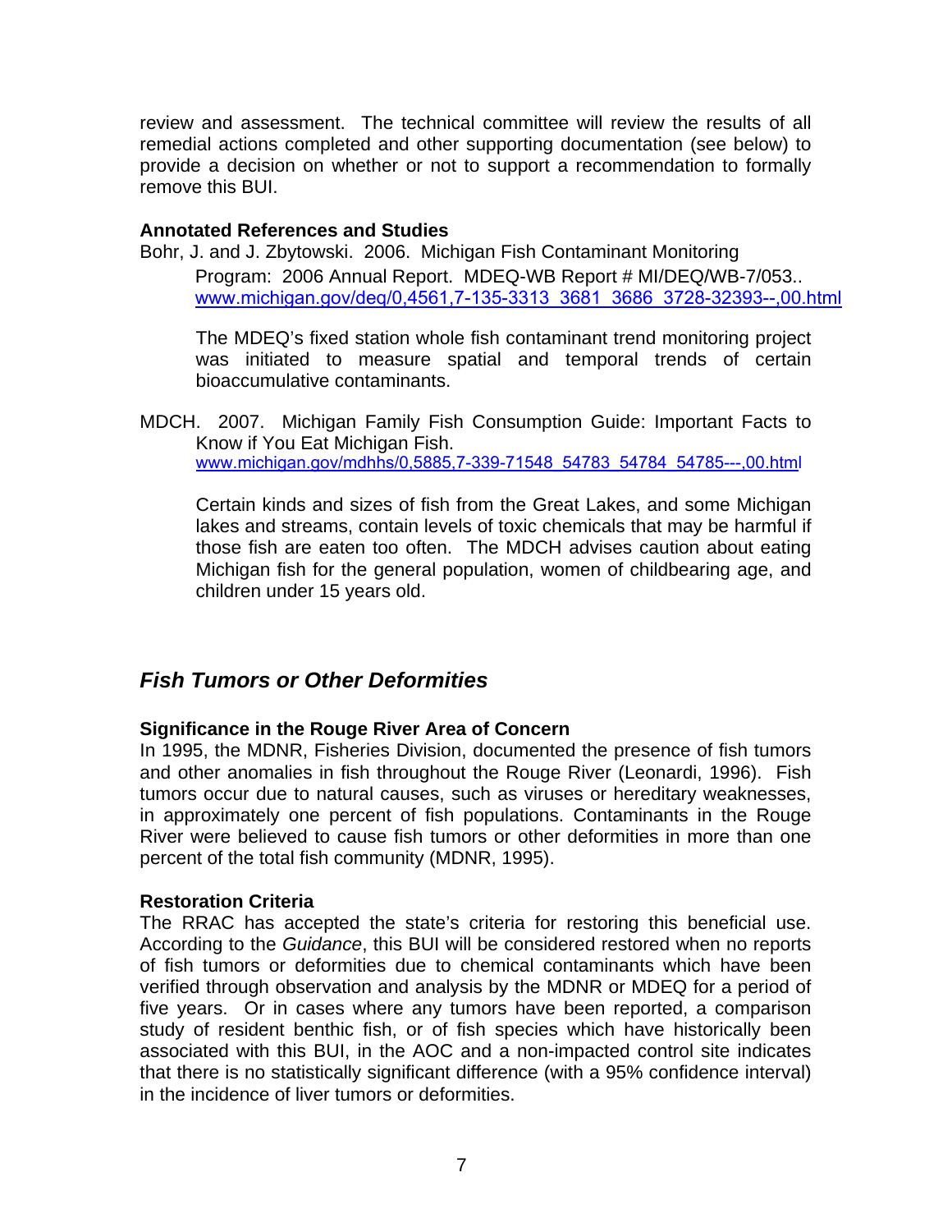review and assessment. The technical committee will review the results of all remedial actions completed and other supporting documentation (see below) to provide a decision on whether or not to support a recommendation to formally remove this BUI.

**Annotated References and Studies**

Bohr, J. and J. Zbytowski. 2006. Michigan Fish Contaminant Monitoring Program: 2006 Annual Report. MDEQ-WB Report # MI/DEQ/WB-7/053.. www.michigan.gov/deq/0,4561,7-135-3313_3681_3686_3728-32393--,00.html

> The MDEQ's fixed station whole fish contaminant trend monitoring project was initiated to measure spatial and temporal trends of certain bioaccumulative contaminants.

MDCH. 2007. Michigan Family Fish Consumption Guide: Important Facts to Know if You Eat Michigan Fish. www.michigan.gov/mdhhs/0,5885,7-339-71548_54783_54784_54785---,00.html

> Certain kinds and sizes of fish from the Great Lakes, and some Michigan lakes and streams, contain levels of toxic chemicals that may be harmful if those fish are eaten too often. The MDCH advises caution about eating Michigan fish for the general population, women of childbearing age, and children under 15 years old.

## *Fish Tumors or Other Deformities*

**Significance in the Rouge River Area of Concern**

In 1995, the MDNR, Fisheries Division, documented the presence of fish tumors and other anomalies in fish throughout the Rouge River (Leonardi, 1996). Fish tumors occur due to natural causes, such as viruses or hereditary weaknesses, in approximately one percent of fish populations. Contaminants in the Rouge River were believed to cause fish tumors or other deformities in more than one percent of the total fish community (MDNR, 1995).

**Restoration Criteria**

The RRAC has accepted the state's criteria for restoring this beneficial use. According to the *Guidance*, this BUI will be considered restored when no reports of fish tumors or deformities due to chemical contaminants which have been verified through observation and analysis by the MDNR or MDEQ for a period of five years. Or in cases where any tumors have been reported, a comparison study of resident benthic fish, or of fish species which have historically been associated with this BUI, in the AOC and a non-impacted control site indicates that there is no statistically significant difference (with a 95% confidence interval) in the incidence of liver tumors or deformities.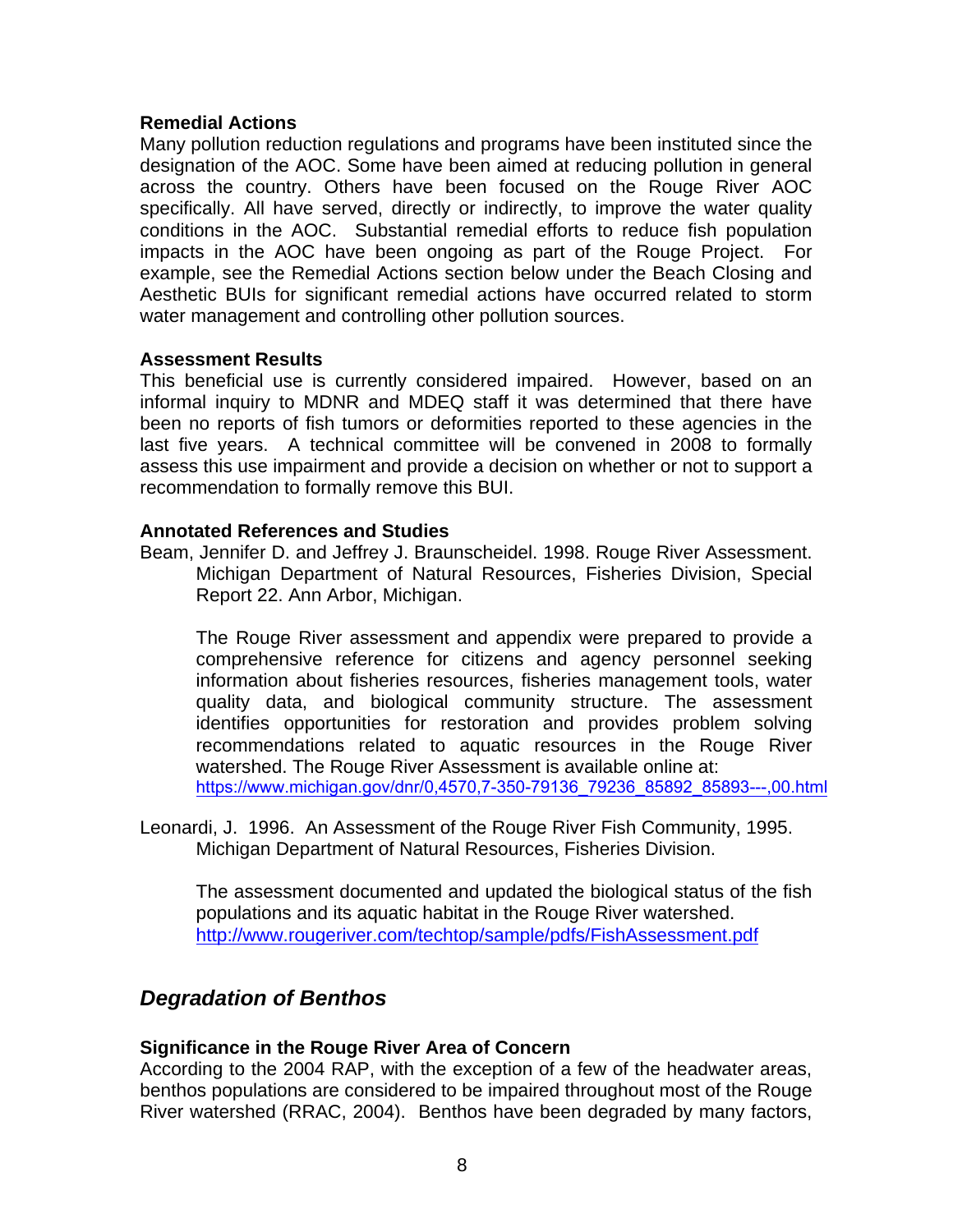**Remedial Actions**

Many pollution reduction regulations and programs have been instituted since the designation of the AOC. Some have been aimed at reducing pollution in general across the country. Others have been focused on the Rouge River AOC specifically. All have served, directly or indirectly, to improve the water quality conditions in the AOC. Substantial remedial efforts to reduce fish population impacts in the AOC have been ongoing as part of the Rouge Project. For example, see the Remedial Actions section below under the Beach Closing and Aesthetic BUIs for significant remedial actions have occurred related to storm water management and controlling other pollution sources.

**Assessment Results**

This beneficial use is currently considered impaired. However, based on an informal inquiry to MDNR and MDEQ staff it was determined that there have been no reports of fish tumors or deformities reported to these agencies in the last five years. A technical committee will be convened in 2008 to formally assess this use impairment and provide a decision on whether or not to support a recommendation to formally remove this BUI.

**Annotated References and Studies**

Beam, Jennifer D. and Jeffrey J. Braunscheidel. 1998. Rouge River Assessment. Michigan Department of Natural Resources, Fisheries Division, Special Report 22. Ann Arbor, Michigan.

The Rouge River assessment and appendix were prepared to provide a comprehensive reference for citizens and agency personnel seeking information about fisheries resources, fisheries management tools, water quality data, and biological community structure. The assessment identifies opportunities for restoration and provides problem solving recommendations related to aquatic resources in the Rouge River watershed. The Rouge River Assessment is available online at: https://www.michigan.gov/dnr/0,4570,7-350-79136_79236_85892_85893---,00.html

Leonardi, J. 1996. An Assessment of the Rouge River Fish Community, 1995. Michigan Department of Natural Resources, Fisheries Division.

The assessment documented and updated the biological status of the fish populations and its aquatic habitat in the Rouge River watershed. http://www.rougeriver.com/techtop/sample/pdfs/FishAssessment.pdf

## *Degradation of Benthos*

**Significance in the Rouge River Area of Concern**

According to the 2004 RAP, with the exception of a few of the headwater areas, benthos populations are considered to be impaired throughout most of the Rouge River watershed (RRAC, 2004). Benthos have been degraded by many factors,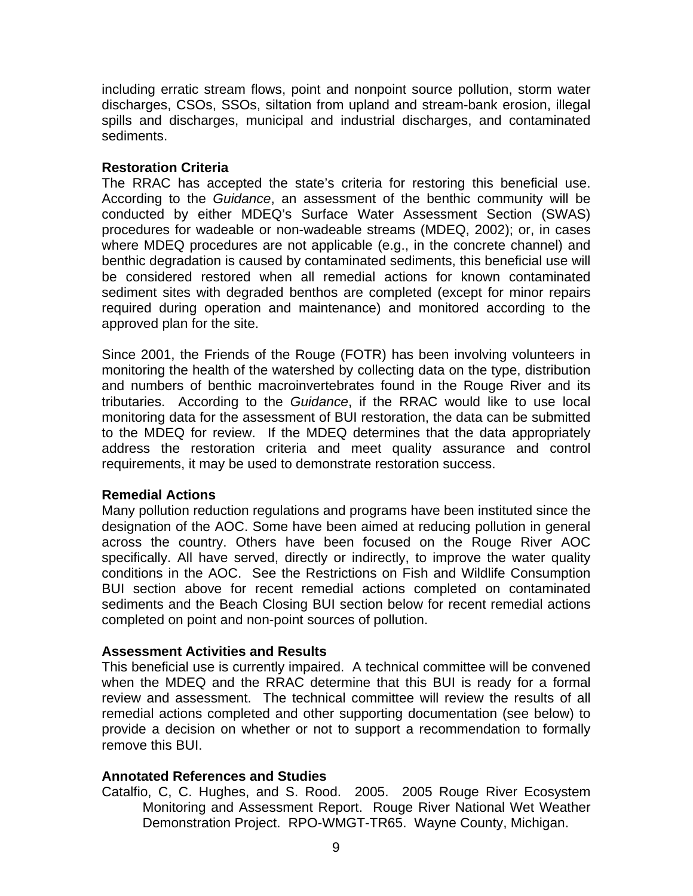including erratic stream flows, point and nonpoint source pollution, storm water discharges, CSOs, SSOs, siltation from upland and stream-bank erosion, illegal spills and discharges, municipal and industrial discharges, and contaminated sediments.

**Restoration Criteria**

The RRAC has accepted the state's criteria for restoring this beneficial use. According to the *Guidance*, an assessment of the benthic community will be conducted by either MDEQ's Surface Water Assessment Section (SWAS) procedures for wadeable or non-wadeable streams (MDEQ, 2002); or, in cases where MDEQ procedures are not applicable (e.g., in the concrete channel) and benthic degradation is caused by contaminated sediments, this beneficial use will be considered restored when all remedial actions for known contaminated sediment sites with degraded benthos are completed (except for minor repairs required during operation and maintenance) and monitored according to the approved plan for the site.

Since 2001, the Friends of the Rouge (FOTR) has been involving volunteers in monitoring the health of the watershed by collecting data on the type, distribution and numbers of benthic macroinvertebrates found in the Rouge River and its tributaries. According to the *Guidance*, if the RRAC would like to use local monitoring data for the assessment of BUI restoration, the data can be submitted to the MDEQ for review. If the MDEQ determines that the data appropriately address the restoration criteria and meet quality assurance and control requirements, it may be used to demonstrate restoration success.

**Remedial Actions**

Many pollution reduction regulations and programs have been instituted since the designation of the AOC. Some have been aimed at reducing pollution in general across the country. Others have been focused on the Rouge River AOC specifically. All have served, directly or indirectly, to improve the water quality conditions in the AOC. See the Restrictions on Fish and Wildlife Consumption BUI section above for recent remedial actions completed on contaminated sediments and the Beach Closing BUI section below for recent remedial actions completed on point and non-point sources of pollution.

**Assessment Activities and Results**

This beneficial use is currently impaired. A technical committee will be convened when the MDEQ and the RRAC determine that this BUI is ready for a formal review and assessment. The technical committee will review the results of all remedial actions completed and other supporting documentation (see below) to provide a decision on whether or not to support a recommendation to formally remove this BUI.

**Annotated References and Studies**

Catalfio, C, C. Hughes, and S. Rood. 2005. 2005 Rouge River Ecosystem Monitoring and Assessment Report. Rouge River National Wet Weather Demonstration Project. RPO-WMGT-TR65. Wayne County, Michigan.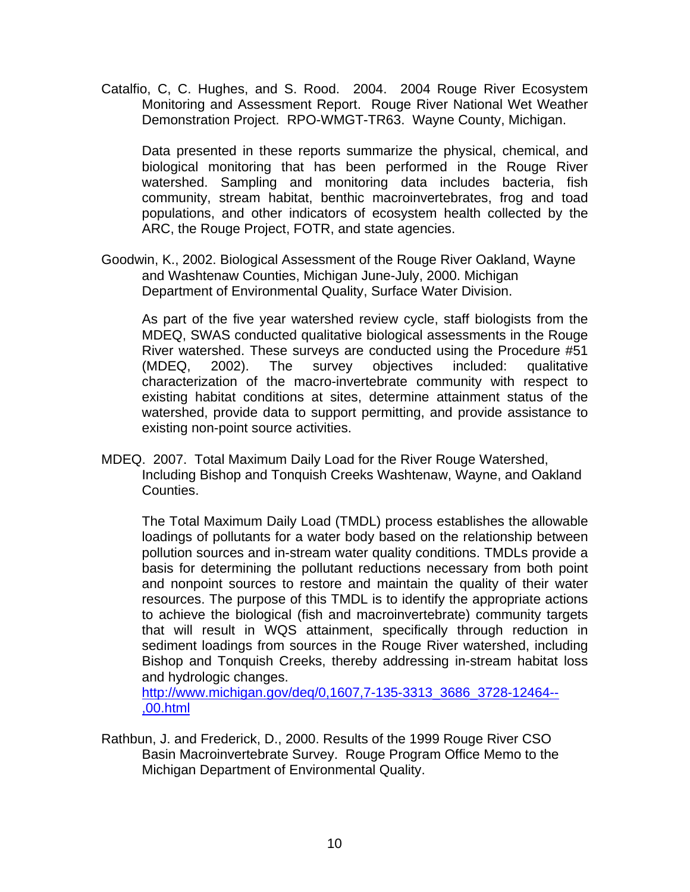Catalfio, C, C. Hughes, and S. Rood. 2004. 2004 Rouge River Ecosystem Monitoring and Assessment Report. Rouge River National Wet Weather Demonstration Project. RPO-WMGT-TR63. Wayne County, Michigan.

Data presented in these reports summarize the physical, chemical, and biological monitoring that has been performed in the Rouge River watershed. Sampling and monitoring data includes bacteria, fish community, stream habitat, benthic macroinvertebrates, frog and toad populations, and other indicators of ecosystem health collected by the ARC, the Rouge Project, FOTR, and state agencies.

Goodwin, K., 2002. Biological Assessment of the Rouge River Oakland, Wayne and Washtenaw Counties, Michigan June-July, 2000. Michigan Department of Environmental Quality, Surface Water Division.

As part of the five year watershed review cycle, staff biologists from the MDEQ, SWAS conducted qualitative biological assessments in the Rouge River watershed. These surveys are conducted using the Procedure #51 (MDEQ, 2002). The survey objectives included: qualitative characterization of the macro-invertebrate community with respect to existing habitat conditions at sites, determine attainment status of the watershed, provide data to support permitting, and provide assistance to existing non-point source activities.

MDEQ. 2007. Total Maximum Daily Load for the River Rouge Watershed, Including Bishop and Tonquish Creeks Washtenaw, Wayne, and Oakland Counties.

The Total Maximum Daily Load (TMDL) process establishes the allowable loadings of pollutants for a water body based on the relationship between pollution sources and in-stream water quality conditions. TMDLs provide a basis for determining the pollutant reductions necessary from both point and nonpoint sources to restore and maintain the quality of their water resources. The purpose of this TMDL is to identify the appropriate actions to achieve the biological (fish and macroinvertebrate) community targets that will result in WQS attainment, specifically through reduction in sediment loadings from sources in the Rouge River watershed, including Bishop and Tonquish Creeks, thereby addressing in-stream habitat loss and hydrologic changes.
http://www.michigan.gov/deq/0,1607,7-135-3313_3686_3728-12464--,00.html

Rathbun, J. and Frederick, D., 2000. Results of the 1999 Rouge River CSO Basin Macroinvertebrate Survey. Rouge Program Office Memo to the Michigan Department of Environmental Quality.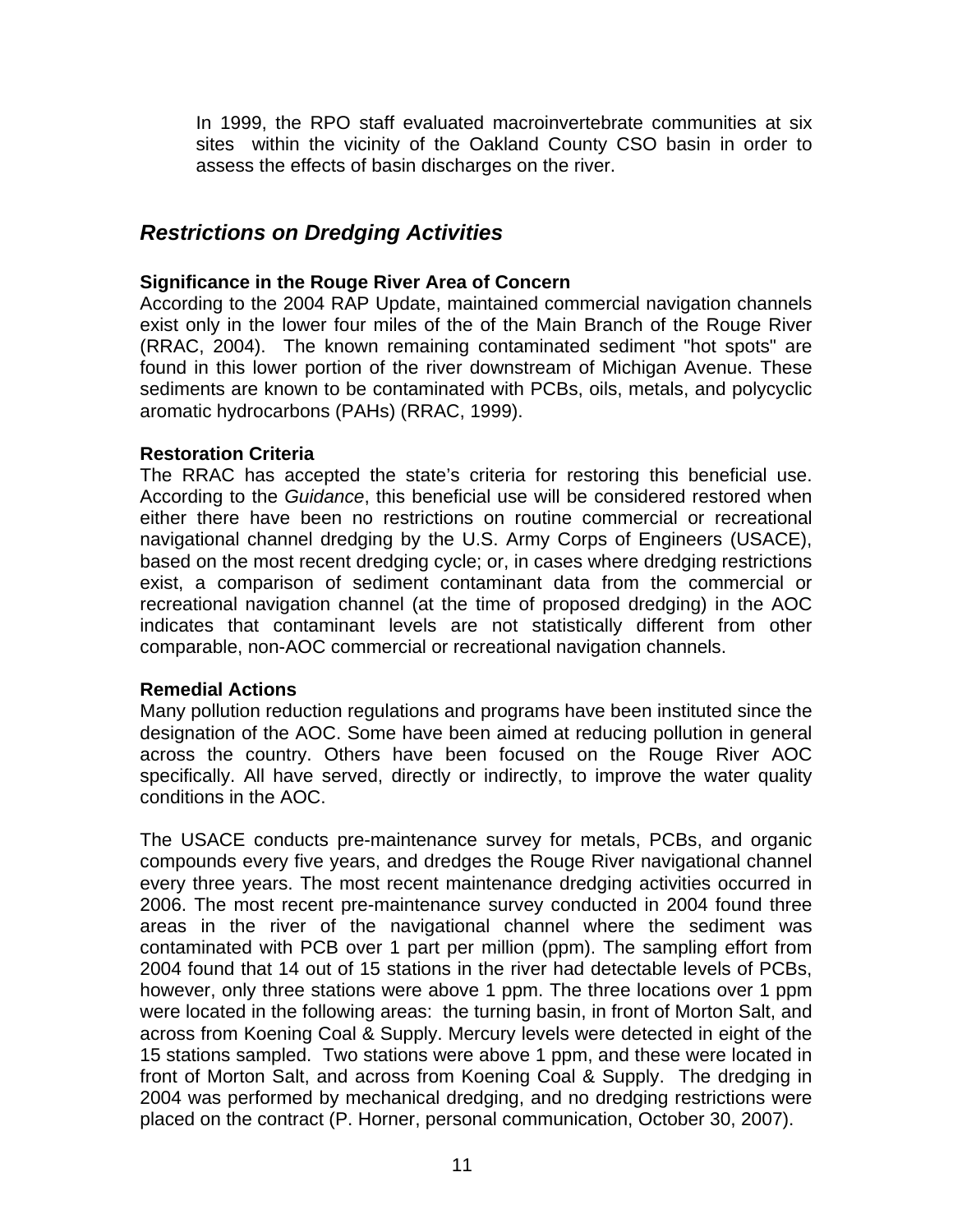In 1999, the RPO staff evaluated macroinvertebrate communities at six sites within the vicinity of the Oakland County CSO basin in order to assess the effects of basin discharges on the river.

## *Restrictions on Dredging Activities*

**Significance in the Rouge River Area of Concern**
According to the 2004 RAP Update, maintained commercial navigation channels exist only in the lower four miles of the of the Main Branch of the Rouge River (RRAC, 2004). The known remaining contaminated sediment "hot spots" are found in this lower portion of the river downstream of Michigan Avenue. These sediments are known to be contaminated with PCBs, oils, metals, and polycyclic aromatic hydrocarbons (PAHs) (RRAC, 1999).

**Restoration Criteria**
The RRAC has accepted the state's criteria for restoring this beneficial use. According to the *Guidance*, this beneficial use will be considered restored when either there have been no restrictions on routine commercial or recreational navigational channel dredging by the U.S. Army Corps of Engineers (USACE), based on the most recent dredging cycle; or, in cases where dredging restrictions exist, a comparison of sediment contaminant data from the commercial or recreational navigation channel (at the time of proposed dredging) in the AOC indicates that contaminant levels are not statistically different from other comparable, non-AOC commercial or recreational navigation channels.

**Remedial Actions**
Many pollution reduction regulations and programs have been instituted since the designation of the AOC. Some have been aimed at reducing pollution in general across the country. Others have been focused on the Rouge River AOC specifically. All have served, directly or indirectly, to improve the water quality conditions in the AOC.

The USACE conducts pre-maintenance survey for metals, PCBs, and organic compounds every five years, and dredges the Rouge River navigational channel every three years. The most recent maintenance dredging activities occurred in 2006. The most recent pre-maintenance survey conducted in 2004 found three areas in the river of the navigational channel where the sediment was contaminated with PCB over 1 part per million (ppm). The sampling effort from 2004 found that 14 out of 15 stations in the river had detectable levels of PCBs, however, only three stations were above 1 ppm. The three locations over 1 ppm were located in the following areas: the turning basin, in front of Morton Salt, and across from Koening Coal & Supply. Mercury levels were detected in eight of the 15 stations sampled. Two stations were above 1 ppm, and these were located in front of Morton Salt, and across from Koening Coal & Supply. The dredging in 2004 was performed by mechanical dredging, and no dredging restrictions were placed on the contract (P. Horner, personal communication, October 30, 2007).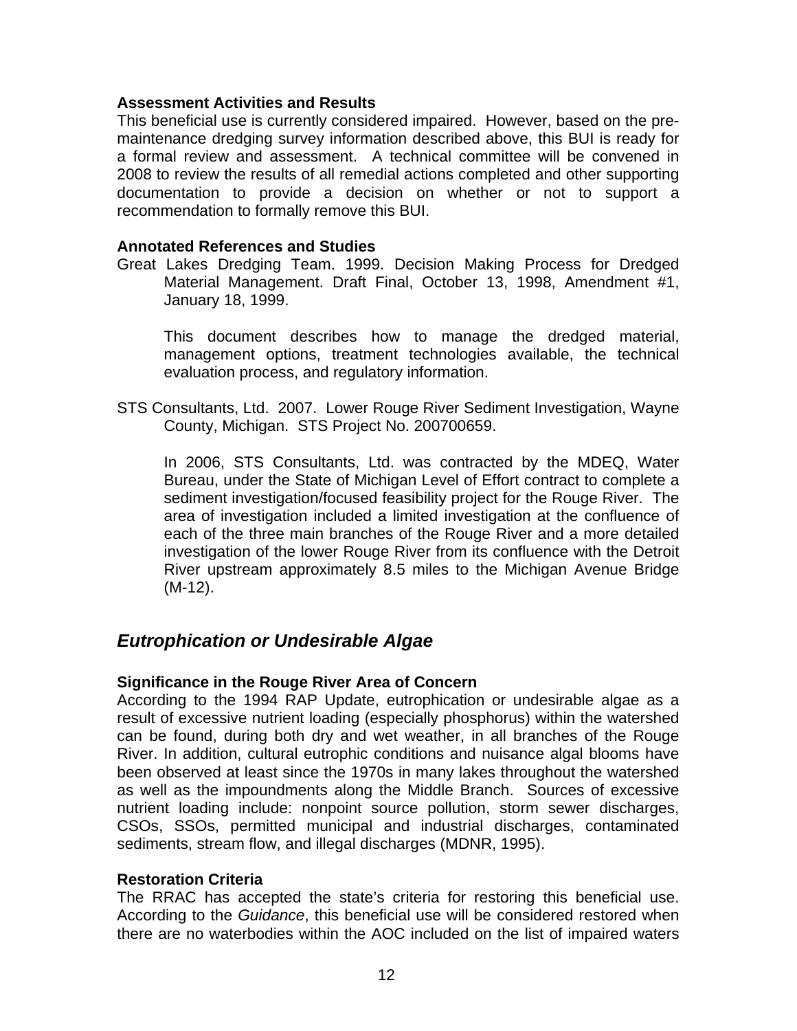**Assessment Activities and Results**

This beneficial use is currently considered impaired. However, based on the pre-maintenance dredging survey information described above, this BUI is ready for a formal review and assessment. A technical committee will be convened in 2008 to review the results of all remedial actions completed and other supporting documentation to provide a decision on whether or not to support a recommendation to formally remove this BUI.

**Annotated References and Studies**

Great Lakes Dredging Team. 1999. Decision Making Process for Dredged Material Management. Draft Final, October 13, 1998, Amendment #1, January 18, 1999.

> This document describes how to manage the dredged material, management options, treatment technologies available, the technical evaluation process, and regulatory information.

STS Consultants, Ltd. 2007. Lower Rouge River Sediment Investigation, Wayne County, Michigan. STS Project No. 200700659.

> In 2006, STS Consultants, Ltd. was contracted by the MDEQ, Water Bureau, under the State of Michigan Level of Effort contract to complete a sediment investigation/focused feasibility project for the Rouge River. The area of investigation included a limited investigation at the confluence of each of the three main branches of the Rouge River and a more detailed investigation of the lower Rouge River from its confluence with the Detroit River upstream approximately 8.5 miles to the Michigan Avenue Bridge (M-12).

## *Eutrophication or Undesirable Algae*

**Significance in the Rouge River Area of Concern**

According to the 1994 RAP Update, eutrophication or undesirable algae as a result of excessive nutrient loading (especially phosphorus) within the watershed can be found, during both dry and wet weather, in all branches of the Rouge River. In addition, cultural eutrophic conditions and nuisance algal blooms have been observed at least since the 1970s in many lakes throughout the watershed as well as the impoundments along the Middle Branch. Sources of excessive nutrient loading include: nonpoint source pollution, storm sewer discharges, CSOs, SSOs, permitted municipal and industrial discharges, contaminated sediments, stream flow, and illegal discharges (MDNR, 1995).

**Restoration Criteria**

The RRAC has accepted the state's criteria for restoring this beneficial use. According to the *Guidance*, this beneficial use will be considered restored when there are no waterbodies within the AOC included on the list of impaired waters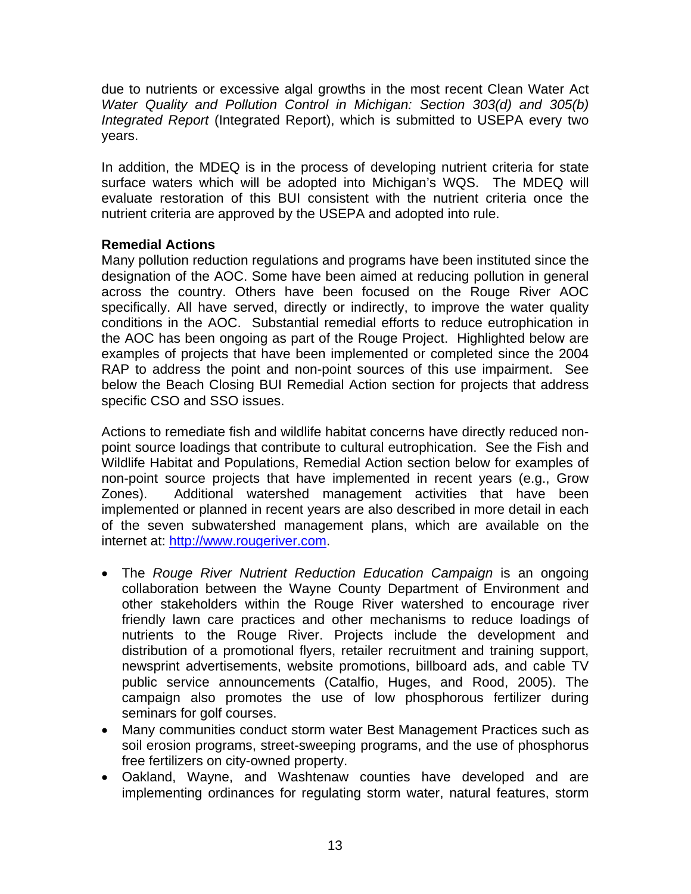due to nutrients or excessive algal growths in the most recent Clean Water Act *Water Quality and Pollution Control in Michigan: Section 303(d) and 305(b) Integrated Report* (Integrated Report), which is submitted to USEPA every two years.

In addition, the MDEQ is in the process of developing nutrient criteria for state surface waters which will be adopted into Michigan's WQS. The MDEQ will evaluate restoration of this BUI consistent with the nutrient criteria once the nutrient criteria are approved by the USEPA and adopted into rule.

**Remedial Actions**

Many pollution reduction regulations and programs have been instituted since the designation of the AOC. Some have been aimed at reducing pollution in general across the country. Others have been focused on the Rouge River AOC specifically. All have served, directly or indirectly, to improve the water quality conditions in the AOC. Substantial remedial efforts to reduce eutrophication in the AOC has been ongoing as part of the Rouge Project. Highlighted below are examples of projects that have been implemented or completed since the 2004 RAP to address the point and non-point sources of this use impairment. See below the Beach Closing BUI Remedial Action section for projects that address specific CSO and SSO issues.

Actions to remediate fish and wildlife habitat concerns have directly reduced non-point source loadings that contribute to cultural eutrophication. See the Fish and Wildlife Habitat and Populations, Remedial Action section below for examples of non-point source projects that have implemented in recent years (e.g., Grow Zones). Additional watershed management activities that have been implemented or planned in recent years are also described in more detail in each of the seven subwatershed management plans, which are available on the internet at: http://www.rougeriver.com.

- The *Rouge River Nutrient Reduction Education Campaign* is an ongoing collaboration between the Wayne County Department of Environment and other stakeholders within the Rouge River watershed to encourage river friendly lawn care practices and other mechanisms to reduce loadings of nutrients to the Rouge River. Projects include the development and distribution of a promotional flyers, retailer recruitment and training support, newsprint advertisements, website promotions, billboard ads, and cable TV public service announcements (Catalfio, Huges, and Rood, 2005). The campaign also promotes the use of low phosphorous fertilizer during seminars for golf courses.
- Many communities conduct storm water Best Management Practices such as soil erosion programs, street-sweeping programs, and the use of phosphorus free fertilizers on city-owned property.
- Oakland, Wayne, and Washtenaw counties have developed and are implementing ordinances for regulating storm water, natural features, storm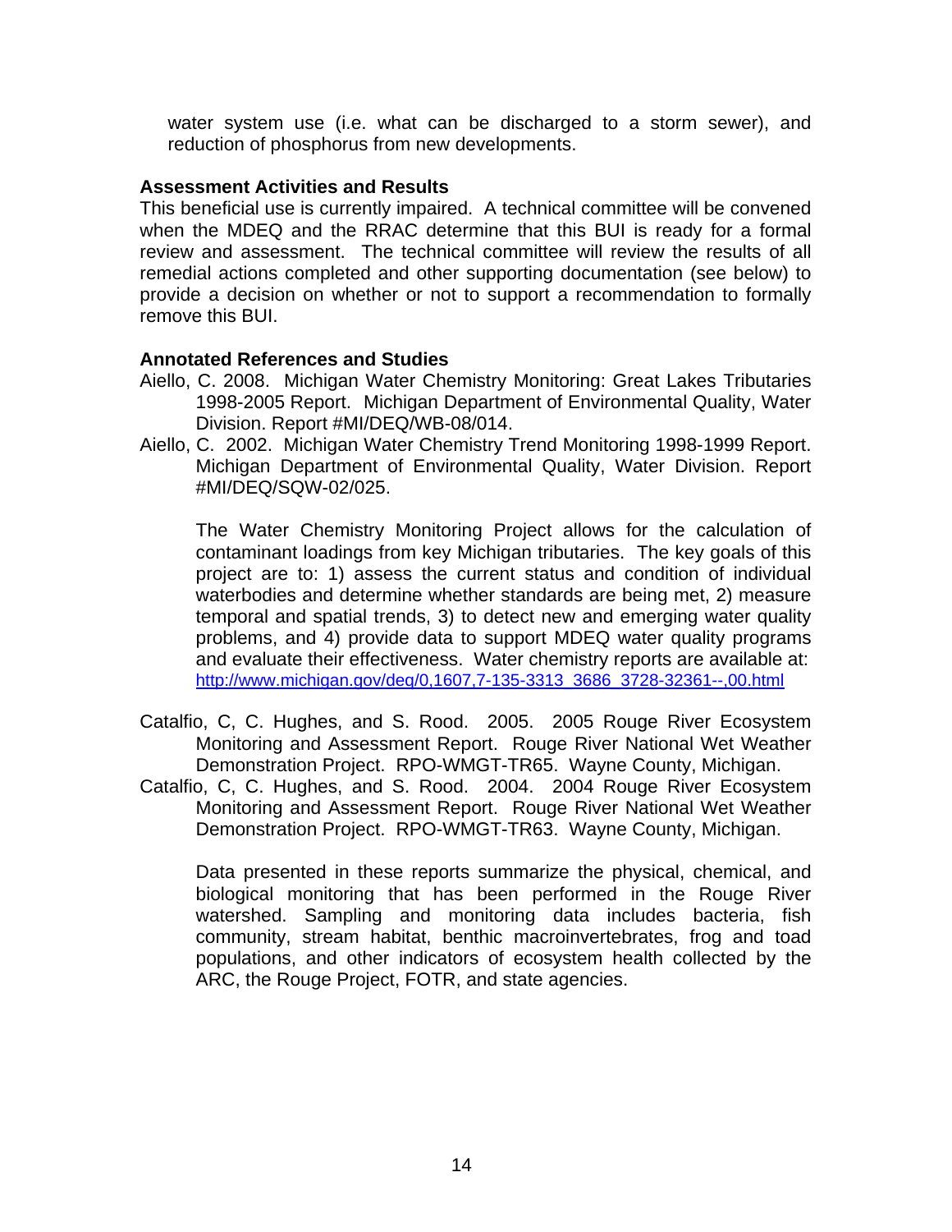water system use (i.e. what can be discharged to a storm sewer), and reduction of phosphorus from new developments.

**Assessment Activities and Results**

This beneficial use is currently impaired. A technical committee will be convened when the MDEQ and the RRAC determine that this BUI is ready for a formal review and assessment. The technical committee will review the results of all remedial actions completed and other supporting documentation (see below) to provide a decision on whether or not to support a recommendation to formally remove this BUI.

**Annotated References and Studies**

Aiello, C. 2008. Michigan Water Chemistry Monitoring: Great Lakes Tributaries 1998-2005 Report. Michigan Department of Environmental Quality, Water Division. Report #MI/DEQ/WB-08/014.

Aiello, C. 2002. Michigan Water Chemistry Trend Monitoring 1998-1999 Report. Michigan Department of Environmental Quality, Water Division. Report #MI/DEQ/SQW-02/025.

The Water Chemistry Monitoring Project allows for the calculation of contaminant loadings from key Michigan tributaries. The key goals of this project are to: 1) assess the current status and condition of individual waterbodies and determine whether standards are being met, 2) measure temporal and spatial trends, 3) to detect new and emerging water quality problems, and 4) provide data to support MDEQ water quality programs and evaluate their effectiveness. Water chemistry reports are available at: http://www.michigan.gov/deq/0,1607,7-135-3313_3686_3728-32361--,00.html

Catalfio, C, C. Hughes, and S. Rood. 2005. 2005 Rouge River Ecosystem Monitoring and Assessment Report. Rouge River National Wet Weather Demonstration Project. RPO-WMGT-TR65. Wayne County, Michigan.

Catalfio, C, C. Hughes, and S. Rood. 2004. 2004 Rouge River Ecosystem Monitoring and Assessment Report. Rouge River National Wet Weather Demonstration Project. RPO-WMGT-TR63. Wayne County, Michigan.

Data presented in these reports summarize the physical, chemical, and biological monitoring that has been performed in the Rouge River watershed. Sampling and monitoring data includes bacteria, fish community, stream habitat, benthic macroinvertebrates, frog and toad populations, and other indicators of ecosystem health collected by the ARC, the Rouge Project, FOTR, and state agencies.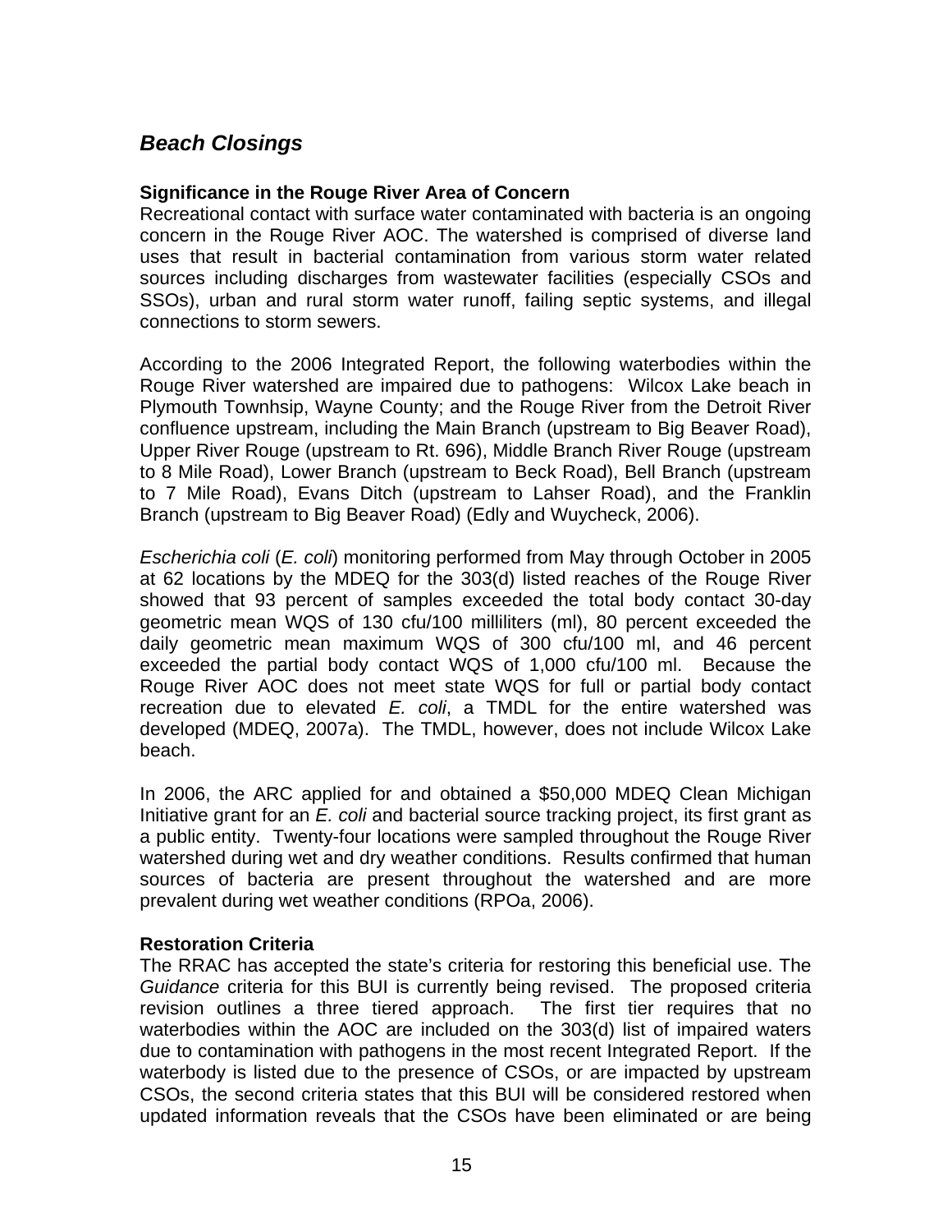## *Beach Closings*

**Significance in the Rouge River Area of Concern**
Recreational contact with surface water contaminated with bacteria is an ongoing concern in the Rouge River AOC. The watershed is comprised of diverse land uses that result in bacterial contamination from various storm water related sources including discharges from wastewater facilities (especially CSOs and SSOs), urban and rural storm water runoff, failing septic systems, and illegal connections to storm sewers.

According to the 2006 Integrated Report, the following waterbodies within the Rouge River watershed are impaired due to pathogens: Wilcox Lake beach in Plymouth Townhsip, Wayne County; and the Rouge River from the Detroit River confluence upstream, including the Main Branch (upstream to Big Beaver Road), Upper River Rouge (upstream to Rt. 696), Middle Branch River Rouge (upstream to 8 Mile Road), Lower Branch (upstream to Beck Road), Bell Branch (upstream to 7 Mile Road), Evans Ditch (upstream to Lahser Road), and the Franklin Branch (upstream to Big Beaver Road) (Edly and Wuycheck, 2006).

*Escherichia coli* (*E. coli*) monitoring performed from May through October in 2005 at 62 locations by the MDEQ for the 303(d) listed reaches of the Rouge River showed that 93 percent of samples exceeded the total body contact 30-day geometric mean WQS of 130 cfu/100 milliliters (ml), 80 percent exceeded the daily geometric mean maximum WQS of 300 cfu/100 ml, and 46 percent exceeded the partial body contact WQS of 1,000 cfu/100 ml. Because the Rouge River AOC does not meet state WQS for full or partial body contact recreation due to elevated *E. coli*, a TMDL for the entire watershed was developed (MDEQ, 2007a). The TMDL, however, does not include Wilcox Lake beach.

In 2006, the ARC applied for and obtained a $50,000 MDEQ Clean Michigan Initiative grant for an *E. coli* and bacterial source tracking project, its first grant as a public entity. Twenty-four locations were sampled throughout the Rouge River watershed during wet and dry weather conditions. Results confirmed that human sources of bacteria are present throughout the watershed and are more prevalent during wet weather conditions (RPOa, 2006).

**Restoration Criteria**
The RRAC has accepted the state's criteria for restoring this beneficial use. The *Guidance* criteria for this BUI is currently being revised. The proposed criteria revision outlines a three tiered approach. The first tier requires that no waterbodies within the AOC are included on the 303(d) list of impaired waters due to contamination with pathogens in the most recent Integrated Report. If the waterbody is listed due to the presence of CSOs, or are impacted by upstream CSOs, the second criteria states that this BUI will be considered restored when updated information reveals that the CSOs have been eliminated or are being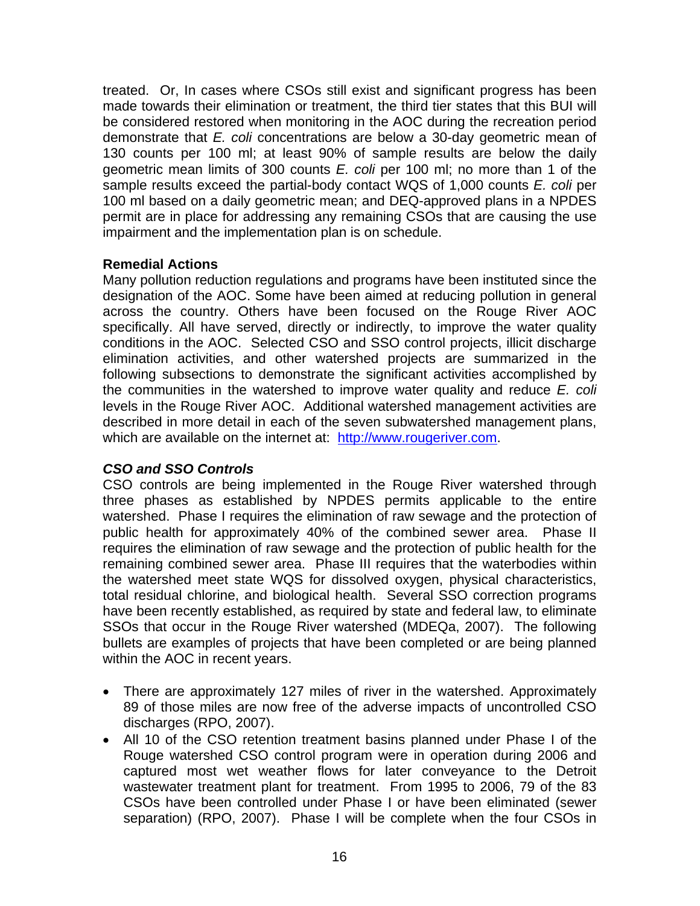treated. Or, In cases where CSOs still exist and significant progress has been made towards their elimination or treatment, the third tier states that this BUI will be considered restored when monitoring in the AOC during the recreation period demonstrate that *E. coli* concentrations are below a 30-day geometric mean of 130 counts per 100 ml; at least 90% of sample results are below the daily geometric mean limits of 300 counts *E. coli* per 100 ml; no more than 1 of the sample results exceed the partial-body contact WQS of 1,000 counts *E. coli* per 100 ml based on a daily geometric mean; and DEQ-approved plans in a NPDES permit are in place for addressing any remaining CSOs that are causing the use impairment and the implementation plan is on schedule.

**Remedial Actions**

Many pollution reduction regulations and programs have been instituted since the designation of the AOC. Some have been aimed at reducing pollution in general across the country. Others have been focused on the Rouge River AOC specifically. All have served, directly or indirectly, to improve the water quality conditions in the AOC. Selected CSO and SSO control projects, illicit discharge elimination activities, and other watershed projects are summarized in the following subsections to demonstrate the significant activities accomplished by the communities in the watershed to improve water quality and reduce *E. coli* levels in the Rouge River AOC. Additional watershed management activities are described in more detail in each of the seven subwatershed management plans, which are available on the internet at: http://www.rougeriver.com.

***CSO and SSO Controls***

CSO controls are being implemented in the Rouge River watershed through three phases as established by NPDES permits applicable to the entire watershed. Phase I requires the elimination of raw sewage and the protection of public health for approximately 40% of the combined sewer area. Phase II requires the elimination of raw sewage and the protection of public health for the remaining combined sewer area. Phase III requires that the waterbodies within the watershed meet state WQS for dissolved oxygen, physical characteristics, total residual chlorine, and biological health. Several SSO correction programs have been recently established, as required by state and federal law, to eliminate SSOs that occur in the Rouge River watershed (MDEQa, 2007). The following bullets are examples of projects that have been completed or are being planned within the AOC in recent years.

- There are approximately 127 miles of river in the watershed. Approximately 89 of those miles are now free of the adverse impacts of uncontrolled CSO discharges (RPO, 2007).
- All 10 of the CSO retention treatment basins planned under Phase I of the Rouge watershed CSO control program were in operation during 2006 and captured most wet weather flows for later conveyance to the Detroit wastewater treatment plant for treatment. From 1995 to 2006, 79 of the 83 CSOs have been controlled under Phase I or have been eliminated (sewer separation) (RPO, 2007). Phase I will be complete when the four CSOs in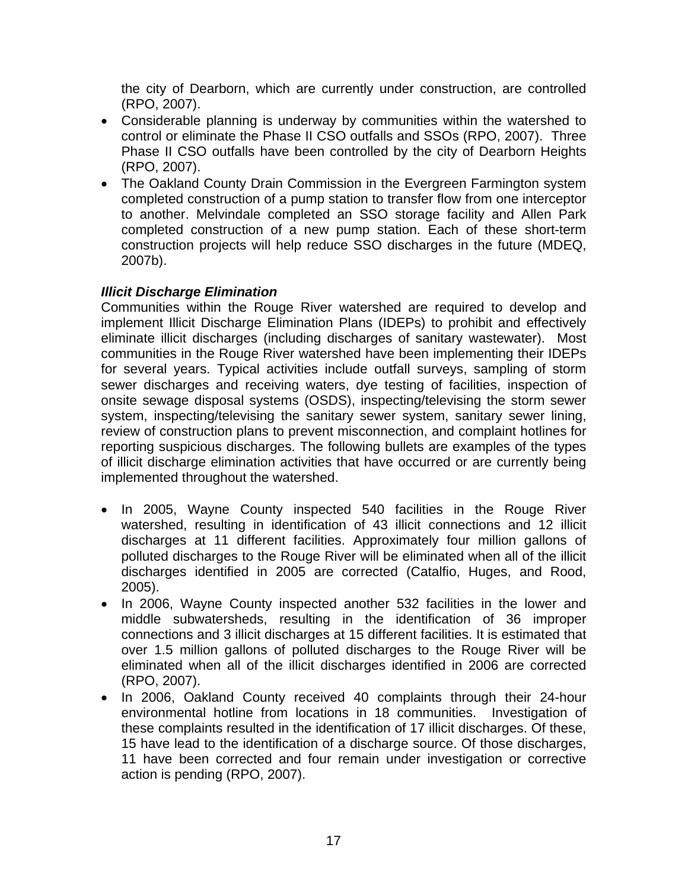the city of Dearborn, which are currently under construction, are controlled (RPO, 2007).

- Considerable planning is underway by communities within the watershed to control or eliminate the Phase II CSO outfalls and SSOs (RPO, 2007). Three Phase II CSO outfalls have been controlled by the city of Dearborn Heights (RPO, 2007).
- The Oakland County Drain Commission in the Evergreen Farmington system completed construction of a pump station to transfer flow from one interceptor to another. Melvindale completed an SSO storage facility and Allen Park completed construction of a new pump station. Each of these short-term construction projects will help reduce SSO discharges in the future (MDEQ, 2007b).

***Illicit Discharge Elimination***

Communities within the Rouge River watershed are required to develop and implement Illicit Discharge Elimination Plans (IDEPs) to prohibit and effectively eliminate illicit discharges (including discharges of sanitary wastewater). Most communities in the Rouge River watershed have been implementing their IDEPs for several years. Typical activities include outfall surveys, sampling of storm sewer discharges and receiving waters, dye testing of facilities, inspection of onsite sewage disposal systems (OSDS), inspecting/televising the storm sewer system, inspecting/televising the sanitary sewer system, sanitary sewer lining, review of construction plans to prevent misconnection, and complaint hotlines for reporting suspicious discharges. The following bullets are examples of the types of illicit discharge elimination activities that have occurred or are currently being implemented throughout the watershed.

- In 2005, Wayne County inspected 540 facilities in the Rouge River watershed, resulting in identification of 43 illicit connections and 12 illicit discharges at 11 different facilities. Approximately four million gallons of polluted discharges to the Rouge River will be eliminated when all of the illicit discharges identified in 2005 are corrected (Catalfio, Huges, and Rood, 2005).
- In 2006, Wayne County inspected another 532 facilities in the lower and middle subwatersheds, resulting in the identification of 36 improper connections and 3 illicit discharges at 15 different facilities. It is estimated that over 1.5 million gallons of polluted discharges to the Rouge River will be eliminated when all of the illicit discharges identified in 2006 are corrected (RPO, 2007).
- In 2006, Oakland County received 40 complaints through their 24-hour environmental hotline from locations in 18 communities. Investigation of these complaints resulted in the identification of 17 illicit discharges. Of these, 15 have lead to the identification of a discharge source. Of those discharges, 11 have been corrected and four remain under investigation or corrective action is pending (RPO, 2007).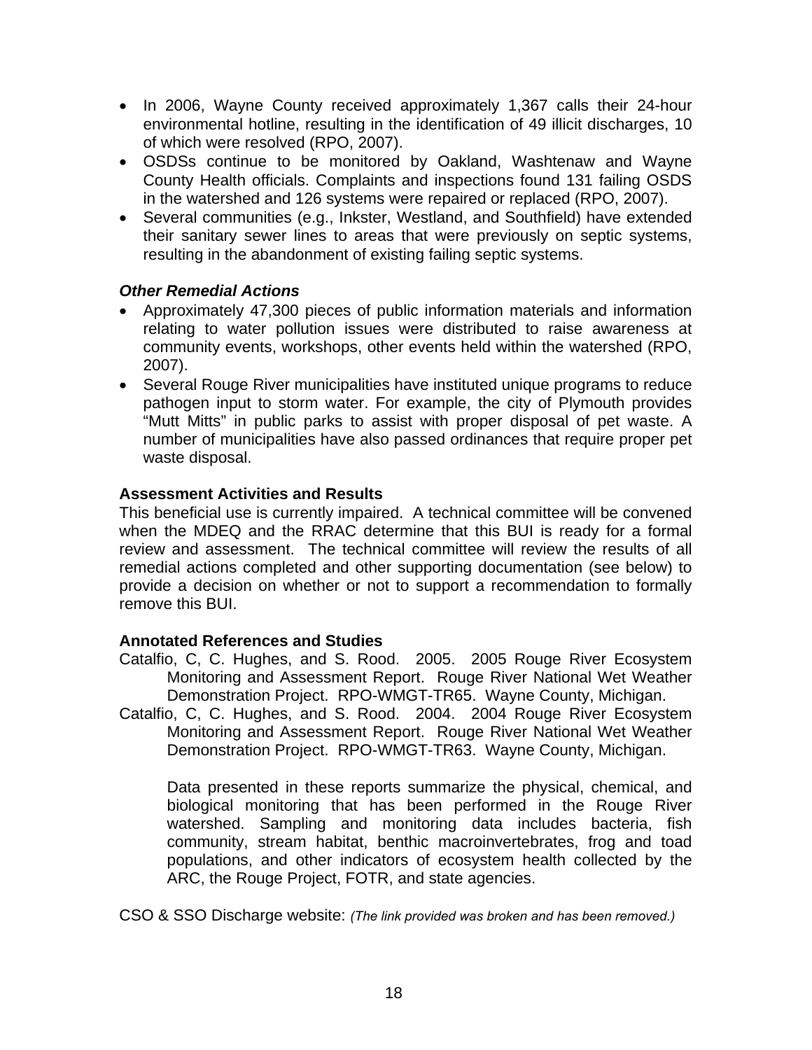- In 2006, Wayne County received approximately 1,367 calls their 24-hour environmental hotline, resulting in the identification of 49 illicit discharges, 10 of which were resolved (RPO, 2007).
- OSDSs continue to be monitored by Oakland, Washtenaw and Wayne County Health officials. Complaints and inspections found 131 failing OSDS in the watershed and 126 systems were repaired or replaced (RPO, 2007).
- Several communities (e.g., Inkster, Westland, and Southfield) have extended their sanitary sewer lines to areas that were previously on septic systems, resulting in the abandonment of existing failing septic systems.

***Other Remedial Actions***

- Approximately 47,300 pieces of public information materials and information relating to water pollution issues were distributed to raise awareness at community events, workshops, other events held within the watershed (RPO, 2007).
- Several Rouge River municipalities have instituted unique programs to reduce pathogen input to storm water. For example, the city of Plymouth provides "Mutt Mitts" in public parks to assist with proper disposal of pet waste. A number of municipalities have also passed ordinances that require proper pet waste disposal.

**Assessment Activities and Results**

This beneficial use is currently impaired. A technical committee will be convened when the MDEQ and the RRAC determine that this BUI is ready for a formal review and assessment. The technical committee will review the results of all remedial actions completed and other supporting documentation (see below) to provide a decision on whether or not to support a recommendation to formally remove this BUI.

**Annotated References and Studies**

Catalfio, C, C. Hughes, and S. Rood. 2005. 2005 Rouge River Ecosystem Monitoring and Assessment Report. Rouge River National Wet Weather Demonstration Project. RPO-WMGT-TR65. Wayne County, Michigan.

Catalfio, C, C. Hughes, and S. Rood. 2004. 2004 Rouge River Ecosystem Monitoring and Assessment Report. Rouge River National Wet Weather Demonstration Project. RPO-WMGT-TR63. Wayne County, Michigan.

Data presented in these reports summarize the physical, chemical, and biological monitoring that has been performed in the Rouge River watershed. Sampling and monitoring data includes bacteria, fish community, stream habitat, benthic macroinvertebrates, frog and toad populations, and other indicators of ecosystem health collected by the ARC, the Rouge Project, FOTR, and state agencies.

CSO & SSO Discharge website: *(The link provided was broken and has been removed.)*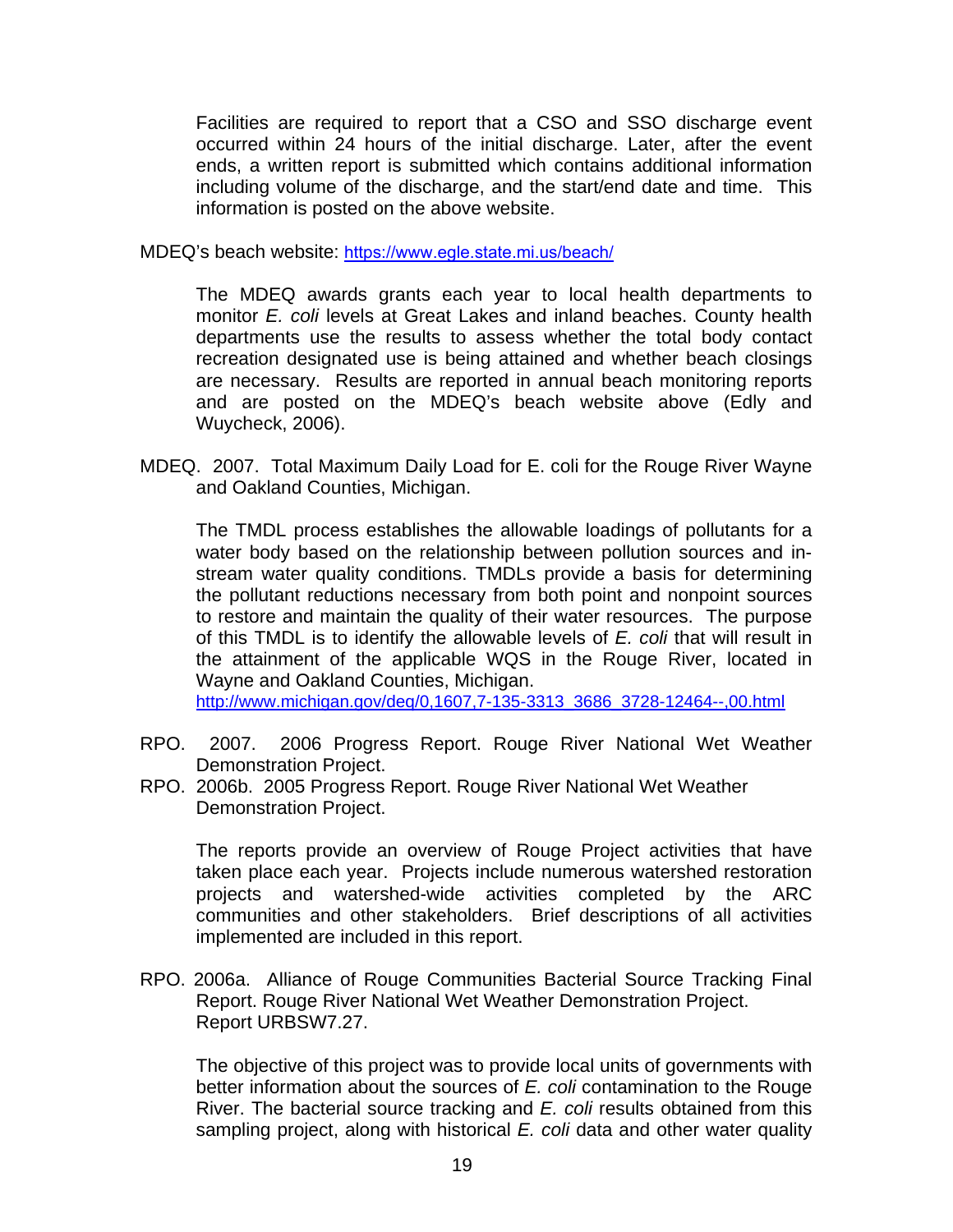Facilities are required to report that a CSO and SSO discharge event occurred within 24 hours of the initial discharge. Later, after the event ends, a written report is submitted which contains additional information including volume of the discharge, and the start/end date and time. This information is posted on the above website.

MDEQ's beach website: https://www.egle.state.mi.us/beach/

The MDEQ awards grants each year to local health departments to monitor *E. coli* levels at Great Lakes and inland beaches. County health departments use the results to assess whether the total body contact recreation designated use is being attained and whether beach closings are necessary. Results are reported in annual beach monitoring reports and are posted on the MDEQ's beach website above (Edly and Wuycheck, 2006).

MDEQ. 2007. Total Maximum Daily Load for E. coli for the Rouge River Wayne and Oakland Counties, Michigan.

The TMDL process establishes the allowable loadings of pollutants for a water body based on the relationship between pollution sources and in-stream water quality conditions. TMDLs provide a basis for determining the pollutant reductions necessary from both point and nonpoint sources to restore and maintain the quality of their water resources. The purpose of this TMDL is to identify the allowable levels of *E. coli* that will result in the attainment of the applicable WQS in the Rouge River, located in Wayne and Oakland Counties, Michigan.
http://www.michigan.gov/deq/0,1607,7-135-3313_3686_3728-12464--,00.html

RPO. 2007. 2006 Progress Report. Rouge River National Wet Weather Demonstration Project.

RPO. 2006b. 2005 Progress Report. Rouge River National Wet Weather Demonstration Project.

The reports provide an overview of Rouge Project activities that have taken place each year. Projects include numerous watershed restoration projects and watershed-wide activities completed by the ARC communities and other stakeholders. Brief descriptions of all activities implemented are included in this report.

RPO. 2006a. Alliance of Rouge Communities Bacterial Source Tracking Final Report. Rouge River National Wet Weather Demonstration Project. Report URBSW7.27.

The objective of this project was to provide local units of governments with better information about the sources of *E. coli* contamination to the Rouge River. The bacterial source tracking and *E. coli* results obtained from this sampling project, along with historical *E. coli* data and other water quality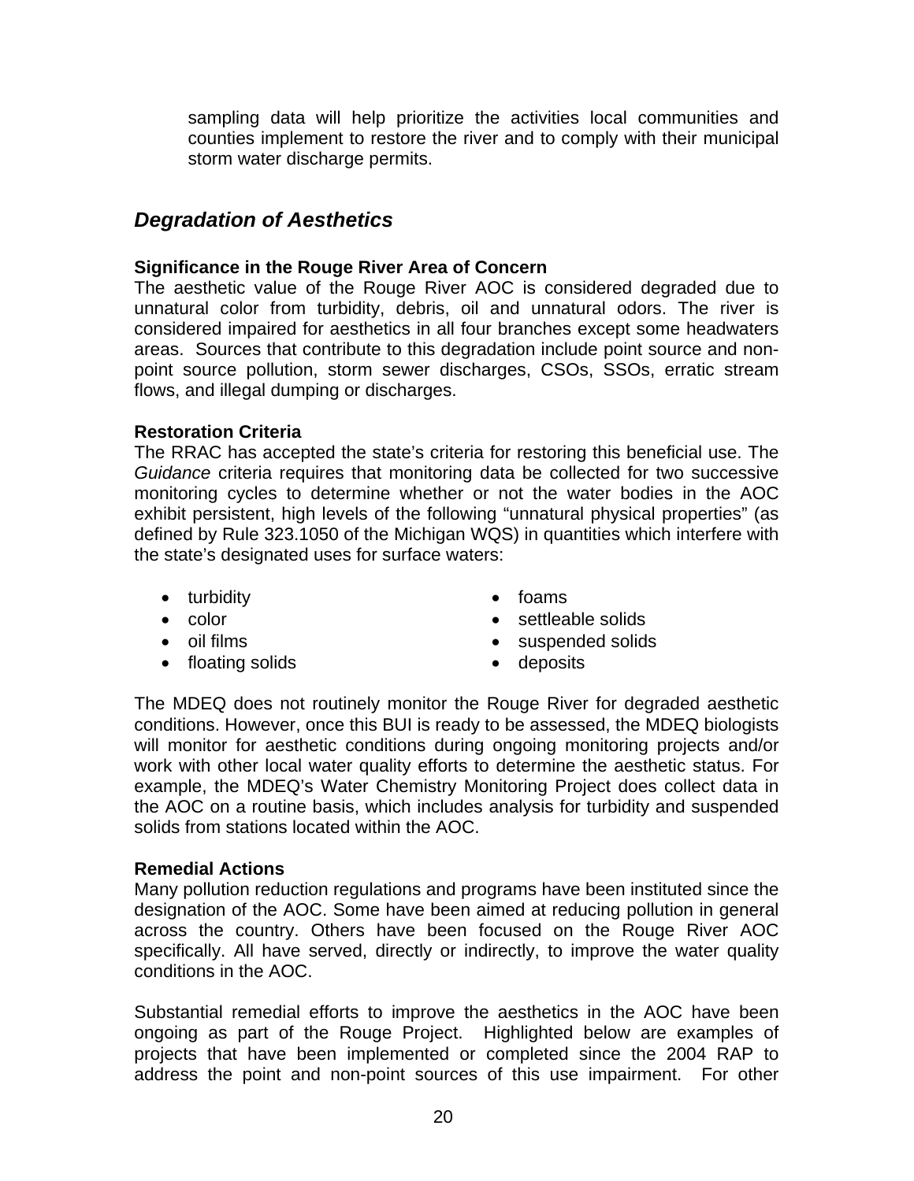sampling data will help prioritize the activities local communities and counties implement to restore the river and to comply with their municipal storm water discharge permits.

## *Degradation of Aesthetics*

**Significance in the Rouge River Area of Concern**

The aesthetic value of the Rouge River AOC is considered degraded due to unnatural color from turbidity, debris, oil and unnatural odors. The river is considered impaired for aesthetics in all four branches except some headwaters areas. Sources that contribute to this degradation include point source and non-point source pollution, storm sewer discharges, CSOs, SSOs, erratic stream flows, and illegal dumping or discharges.

**Restoration Criteria**

The RRAC has accepted the state's criteria for restoring this beneficial use. The *Guidance* criteria requires that monitoring data be collected for two successive monitoring cycles to determine whether or not the water bodies in the AOC exhibit persistent, high levels of the following "unnatural physical properties" (as defined by Rule 323.1050 of the Michigan WQS) in quantities which interfere with the state's designated uses for surface waters:

- turbidity
- color
- oil films
- floating solids
- foams
- settleable solids
- suspended solids
- deposits

The MDEQ does not routinely monitor the Rouge River for degraded aesthetic conditions. However, once this BUI is ready to be assessed, the MDEQ biologists will monitor for aesthetic conditions during ongoing monitoring projects and/or work with other local water quality efforts to determine the aesthetic status. For example, the MDEQ's Water Chemistry Monitoring Project does collect data in the AOC on a routine basis, which includes analysis for turbidity and suspended solids from stations located within the AOC.

**Remedial Actions**

Many pollution reduction regulations and programs have been instituted since the designation of the AOC. Some have been aimed at reducing pollution in general across the country. Others have been focused on the Rouge River AOC specifically. All have served, directly or indirectly, to improve the water quality conditions in the AOC.

Substantial remedial efforts to improve the aesthetics in the AOC have been ongoing as part of the Rouge Project. Highlighted below are examples of projects that have been implemented or completed since the 2004 RAP to address the point and non-point sources of this use impairment. For other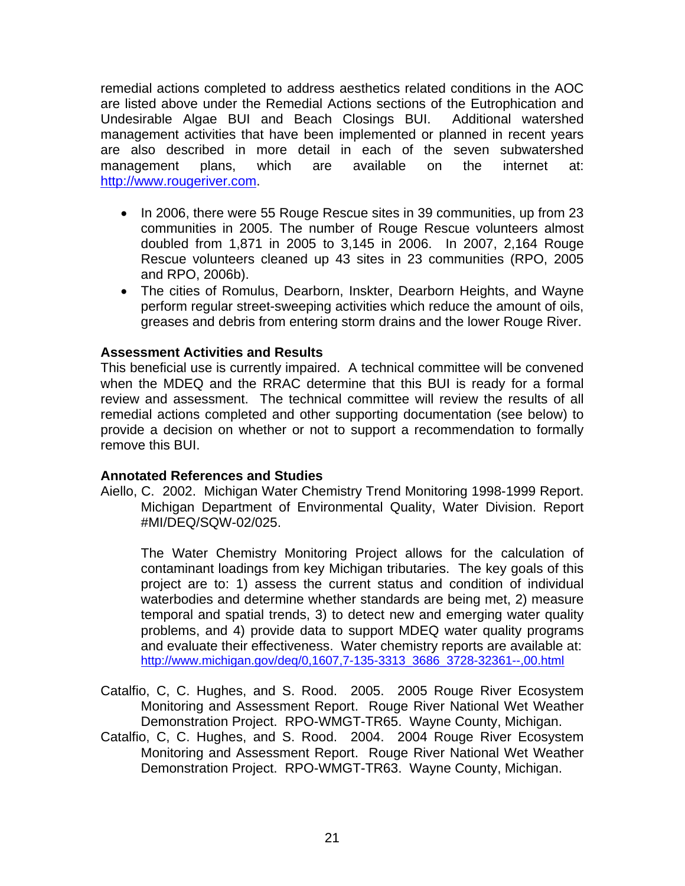remedial actions completed to address aesthetics related conditions in the AOC are listed above under the Remedial Actions sections of the Eutrophication and Undesirable Algae BUI and Beach Closings BUI. Additional watershed management activities that have been implemented or planned in recent years are also described in more detail in each of the seven subwatershed management plans, which are available on the internet at: http://www.rougeriver.com.

- In 2006, there were 55 Rouge Rescue sites in 39 communities, up from 23 communities in 2005. The number of Rouge Rescue volunteers almost doubled from 1,871 in 2005 to 3,145 in 2006. In 2007, 2,164 Rouge Rescue volunteers cleaned up 43 sites in 23 communities (RPO, 2005 and RPO, 2006b).
- The cities of Romulus, Dearborn, Inskter, Dearborn Heights, and Wayne perform regular street-sweeping activities which reduce the amount of oils, greases and debris from entering storm drains and the lower Rouge River.

**Assessment Activities and Results**

This beneficial use is currently impaired. A technical committee will be convened when the MDEQ and the RRAC determine that this BUI is ready for a formal review and assessment. The technical committee will review the results of all remedial actions completed and other supporting documentation (see below) to provide a decision on whether or not to support a recommendation to formally remove this BUI.

**Annotated References and Studies**

Aiello, C. 2002. Michigan Water Chemistry Trend Monitoring 1998-1999 Report. Michigan Department of Environmental Quality, Water Division. Report #MI/DEQ/SQW-02/025.

The Water Chemistry Monitoring Project allows for the calculation of contaminant loadings from key Michigan tributaries. The key goals of this project are to: 1) assess the current status and condition of individual waterbodies and determine whether standards are being met, 2) measure temporal and spatial trends, 3) to detect new and emerging water quality problems, and 4) provide data to support MDEQ water quality programs and evaluate their effectiveness. Water chemistry reports are available at: http://www.michigan.gov/deq/0,1607,7-135-3313_3686_3728-32361--,00.html

Catalfio, C, C. Hughes, and S. Rood. 2005. 2005 Rouge River Ecosystem Monitoring and Assessment Report. Rouge River National Wet Weather Demonstration Project. RPO-WMGT-TR65. Wayne County, Michigan.

Catalfio, C, C. Hughes, and S. Rood. 2004. 2004 Rouge River Ecosystem Monitoring and Assessment Report. Rouge River National Wet Weather Demonstration Project. RPO-WMGT-TR63. Wayne County, Michigan.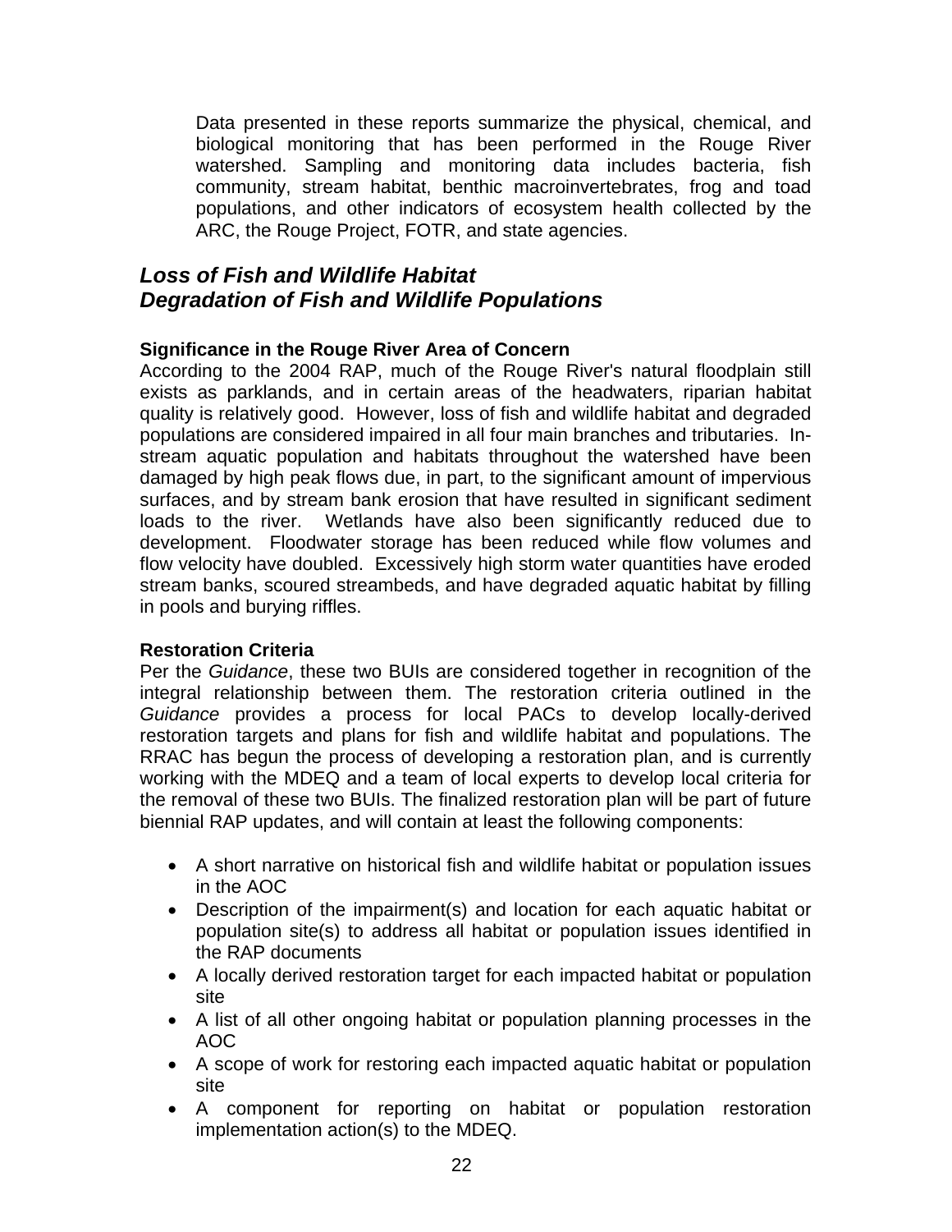Data presented in these reports summarize the physical, chemical, and biological monitoring that has been performed in the Rouge River watershed. Sampling and monitoring data includes bacteria, fish community, stream habitat, benthic macroinvertebrates, frog and toad populations, and other indicators of ecosystem health collected by the ARC, the Rouge Project, FOTR, and state agencies.

## *Loss of Fish and Wildlife Habitat*
## *Degradation of Fish and Wildlife Populations*

**Significance in the Rouge River Area of Concern**
According to the 2004 RAP, much of the Rouge River's natural floodplain still exists as parklands, and in certain areas of the headwaters, riparian habitat quality is relatively good. However, loss of fish and wildlife habitat and degraded populations are considered impaired in all four main branches and tributaries. In-stream aquatic population and habitats throughout the watershed have been damaged by high peak flows due, in part, to the significant amount of impervious surfaces, and by stream bank erosion that have resulted in significant sediment loads to the river. Wetlands have also been significantly reduced due to development. Floodwater storage has been reduced while flow volumes and flow velocity have doubled. Excessively high storm water quantities have eroded stream banks, scoured streambeds, and have degraded aquatic habitat by filling in pools and burying riffles.

**Restoration Criteria**
Per the *Guidance*, these two BUIs are considered together in recognition of the integral relationship between them. The restoration criteria outlined in the *Guidance* provides a process for local PACs to develop locally-derived restoration targets and plans for fish and wildlife habitat and populations. The RRAC has begun the process of developing a restoration plan, and is currently working with the MDEQ and a team of local experts to develop local criteria for the removal of these two BUIs. The finalized restoration plan will be part of future biennial RAP updates, and will contain at least the following components:

- A short narrative on historical fish and wildlife habitat or population issues in the AOC
- Description of the impairment(s) and location for each aquatic habitat or population site(s) to address all habitat or population issues identified in the RAP documents
- A locally derived restoration target for each impacted habitat or population site
- A list of all other ongoing habitat or population planning processes in the AOC
- A scope of work for restoring each impacted aquatic habitat or population site
- A component for reporting on habitat or population restoration implementation action(s) to the MDEQ.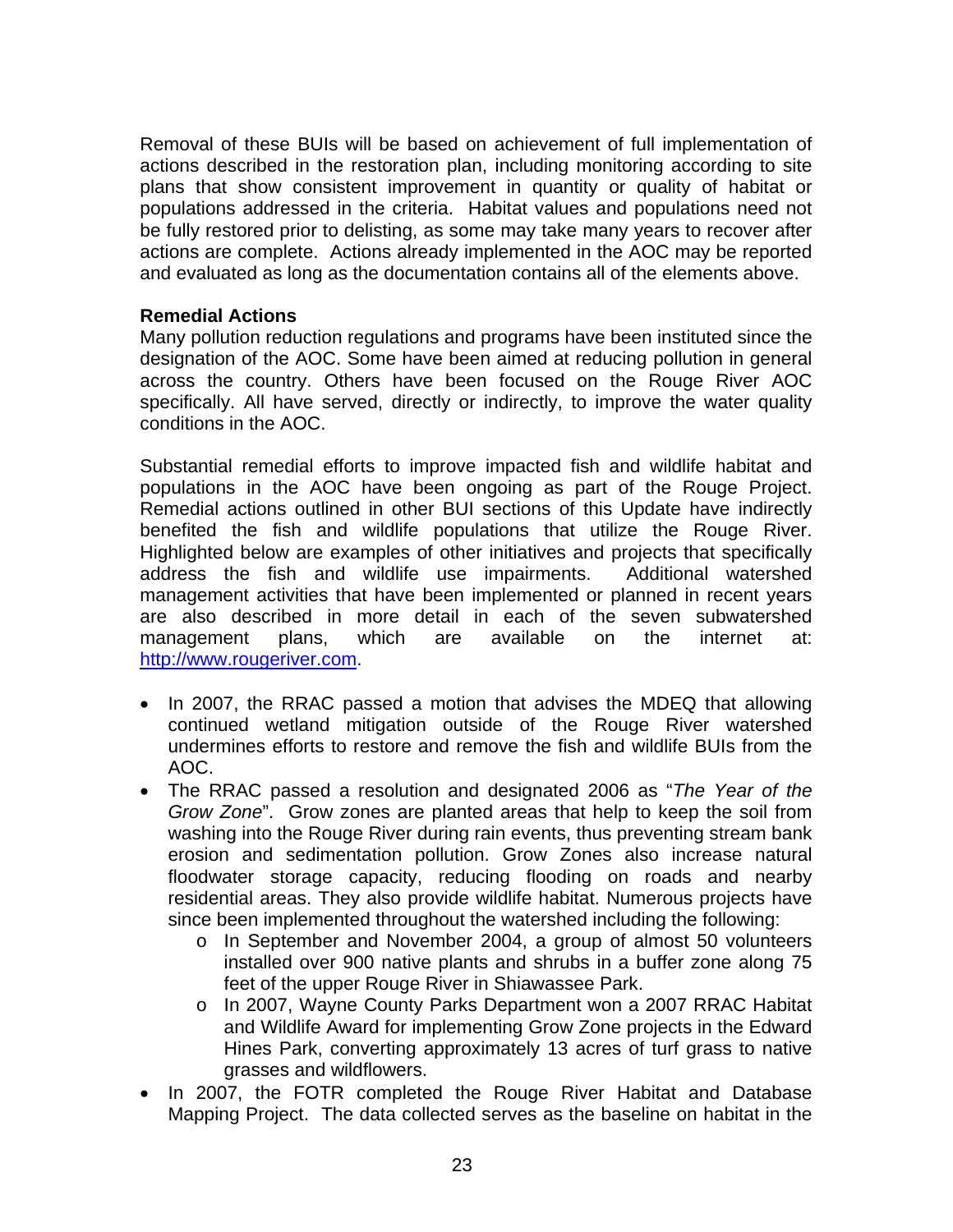Removal of these BUIs will be based on achievement of full implementation of actions described in the restoration plan, including monitoring according to site plans that show consistent improvement in quantity or quality of habitat or populations addressed in the criteria. Habitat values and populations need not be fully restored prior to delisting, as some may take many years to recover after actions are complete. Actions already implemented in the AOC may be reported and evaluated as long as the documentation contains all of the elements above.

**Remedial Actions**

Many pollution reduction regulations and programs have been instituted since the designation of the AOC. Some have been aimed at reducing pollution in general across the country. Others have been focused on the Rouge River AOC specifically. All have served, directly or indirectly, to improve the water quality conditions in the AOC.

Substantial remedial efforts to improve impacted fish and wildlife habitat and populations in the AOC have been ongoing as part of the Rouge Project. Remedial actions outlined in other BUI sections of this Update have indirectly benefited the fish and wildlife populations that utilize the Rouge River. Highlighted below are examples of other initiatives and projects that specifically address the fish and wildlife use impairments. Additional watershed management activities that have been implemented or planned in recent years are also described in more detail in each of the seven subwatershed management plans, which are available on the internet at: http://www.rougeriver.com.

- In 2007, the RRAC passed a motion that advises the MDEQ that allowing continued wetland mitigation outside of the Rouge River watershed undermines efforts to restore and remove the fish and wildlife BUIs from the AOC.
- The RRAC passed a resolution and designated 2006 as "*The Year of the Grow Zone*". Grow zones are planted areas that help to keep the soil from washing into the Rouge River during rain events, thus preventing stream bank erosion and sedimentation pollution. Grow Zones also increase natural floodwater storage capacity, reducing flooding on roads and nearby residential areas. They also provide wildlife habitat. Numerous projects have since been implemented throughout the watershed including the following:
  - In September and November 2004, a group of almost 50 volunteers installed over 900 native plants and shrubs in a buffer zone along 75 feet of the upper Rouge River in Shiawassee Park.
  - In 2007, Wayne County Parks Department won a 2007 RRAC Habitat and Wildlife Award for implementing Grow Zone projects in the Edward Hines Park, converting approximately 13 acres of turf grass to native grasses and wildflowers.
- In 2007, the FOTR completed the Rouge River Habitat and Database Mapping Project. The data collected serves as the baseline on habitat in the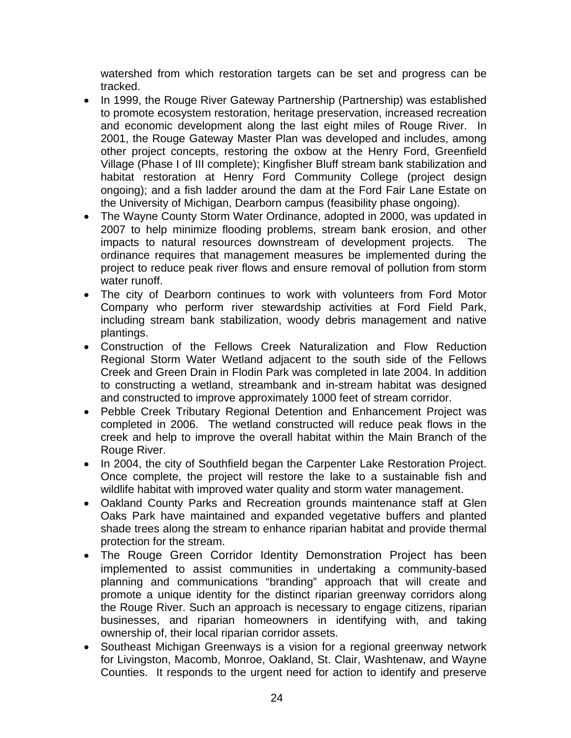watershed from which restoration targets can be set and progress can be tracked.

- In 1999, the Rouge River Gateway Partnership (Partnership) was established to promote ecosystem restoration, heritage preservation, increased recreation and economic development along the last eight miles of Rouge River. In 2001, the Rouge Gateway Master Plan was developed and includes, among other project concepts, restoring the oxbow at the Henry Ford, Greenfield Village (Phase I of III complete); Kingfisher Bluff stream bank stabilization and habitat restoration at Henry Ford Community College (project design ongoing); and a fish ladder around the dam at the Ford Fair Lane Estate on the University of Michigan, Dearborn campus (feasibility phase ongoing).
- The Wayne County Storm Water Ordinance, adopted in 2000, was updated in 2007 to help minimize flooding problems, stream bank erosion, and other impacts to natural resources downstream of development projects. The ordinance requires that management measures be implemented during the project to reduce peak river flows and ensure removal of pollution from storm water runoff.
- The city of Dearborn continues to work with volunteers from Ford Motor Company who perform river stewardship activities at Ford Field Park, including stream bank stabilization, woody debris management and native plantings.
- Construction of the Fellows Creek Naturalization and Flow Reduction Regional Storm Water Wetland adjacent to the south side of the Fellows Creek and Green Drain in Flodin Park was completed in late 2004. In addition to constructing a wetland, streambank and in-stream habitat was designed and constructed to improve approximately 1000 feet of stream corridor.
- Pebble Creek Tributary Regional Detention and Enhancement Project was completed in 2006. The wetland constructed will reduce peak flows in the creek and help to improve the overall habitat within the Main Branch of the Rouge River.
- In 2004, the city of Southfield began the Carpenter Lake Restoration Project. Once complete, the project will restore the lake to a sustainable fish and wildlife habitat with improved water quality and storm water management.
- Oakland County Parks and Recreation grounds maintenance staff at Glen Oaks Park have maintained and expanded vegetative buffers and planted shade trees along the stream to enhance riparian habitat and provide thermal protection for the stream.
- The Rouge Green Corridor Identity Demonstration Project has been implemented to assist communities in undertaking a community-based planning and communications "branding" approach that will create and promote a unique identity for the distinct riparian greenway corridors along the Rouge River. Such an approach is necessary to engage citizens, riparian businesses, and riparian homeowners in identifying with, and taking ownership of, their local riparian corridor assets.
- Southeast Michigan Greenways is a vision for a regional greenway network for Livingston, Macomb, Monroe, Oakland, St. Clair, Washtenaw, and Wayne Counties. It responds to the urgent need for action to identify and preserve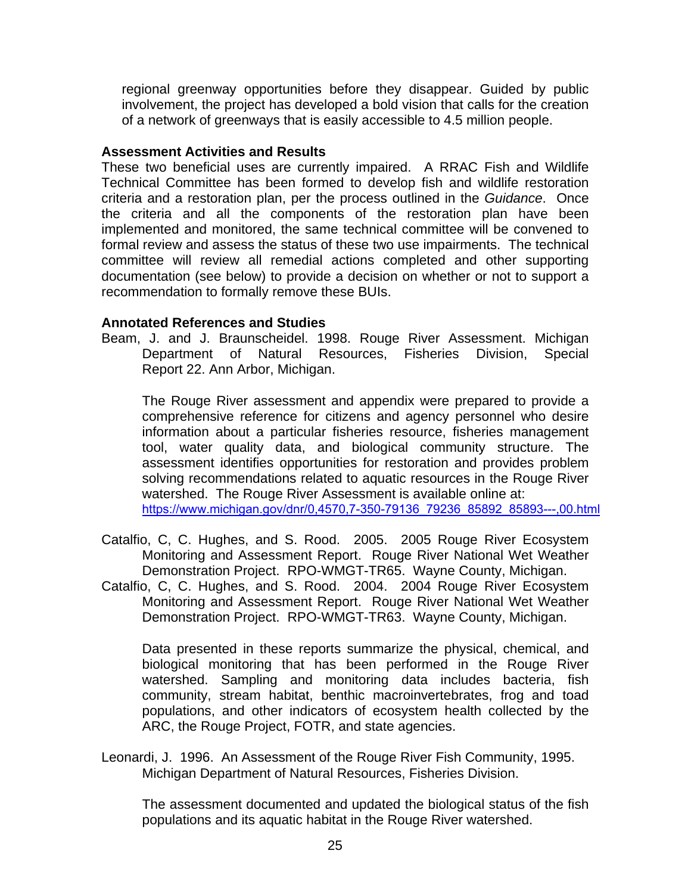regional greenway opportunities before they disappear. Guided by public involvement, the project has developed a bold vision that calls for the creation of a network of greenways that is easily accessible to 4.5 million people.

**Assessment Activities and Results**

These two beneficial uses are currently impaired. A RRAC Fish and Wildlife Technical Committee has been formed to develop fish and wildlife restoration criteria and a restoration plan, per the process outlined in the *Guidance*. Once the criteria and all the components of the restoration plan have been implemented and monitored, the same technical committee will be convened to formal review and assess the status of these two use impairments. The technical committee will review all remedial actions completed and other supporting documentation (see below) to provide a decision on whether or not to support a recommendation to formally remove these BUIs.

**Annotated References and Studies**

Beam, J. and J. Braunscheidel. 1998. Rouge River Assessment. Michigan Department of Natural Resources, Fisheries Division, Special Report 22. Ann Arbor, Michigan.

The Rouge River assessment and appendix were prepared to provide a comprehensive reference for citizens and agency personnel who desire information about a particular fisheries resource, fisheries management tool, water quality data, and biological community structure. The assessment identifies opportunities for restoration and provides problem solving recommendations related to aquatic resources in the Rouge River watershed. The Rouge River Assessment is available online at: https://www.michigan.gov/dnr/0,4570,7-350-79136_79236_85892_85893---,00.html

Catalfio, C, C. Hughes, and S. Rood. 2005. 2005 Rouge River Ecosystem Monitoring and Assessment Report. Rouge River National Wet Weather Demonstration Project. RPO-WMGT-TR65. Wayne County, Michigan.

Catalfio, C, C. Hughes, and S. Rood. 2004. 2004 Rouge River Ecosystem Monitoring and Assessment Report. Rouge River National Wet Weather Demonstration Project. RPO-WMGT-TR63. Wayne County, Michigan.

Data presented in these reports summarize the physical, chemical, and biological monitoring that has been performed in the Rouge River watershed. Sampling and monitoring data includes bacteria, fish community, stream habitat, benthic macroinvertebrates, frog and toad populations, and other indicators of ecosystem health collected by the ARC, the Rouge Project, FOTR, and state agencies.

Leonardi, J. 1996. An Assessment of the Rouge River Fish Community, 1995. Michigan Department of Natural Resources, Fisheries Division.

The assessment documented and updated the biological status of the fish populations and its aquatic habitat in the Rouge River watershed.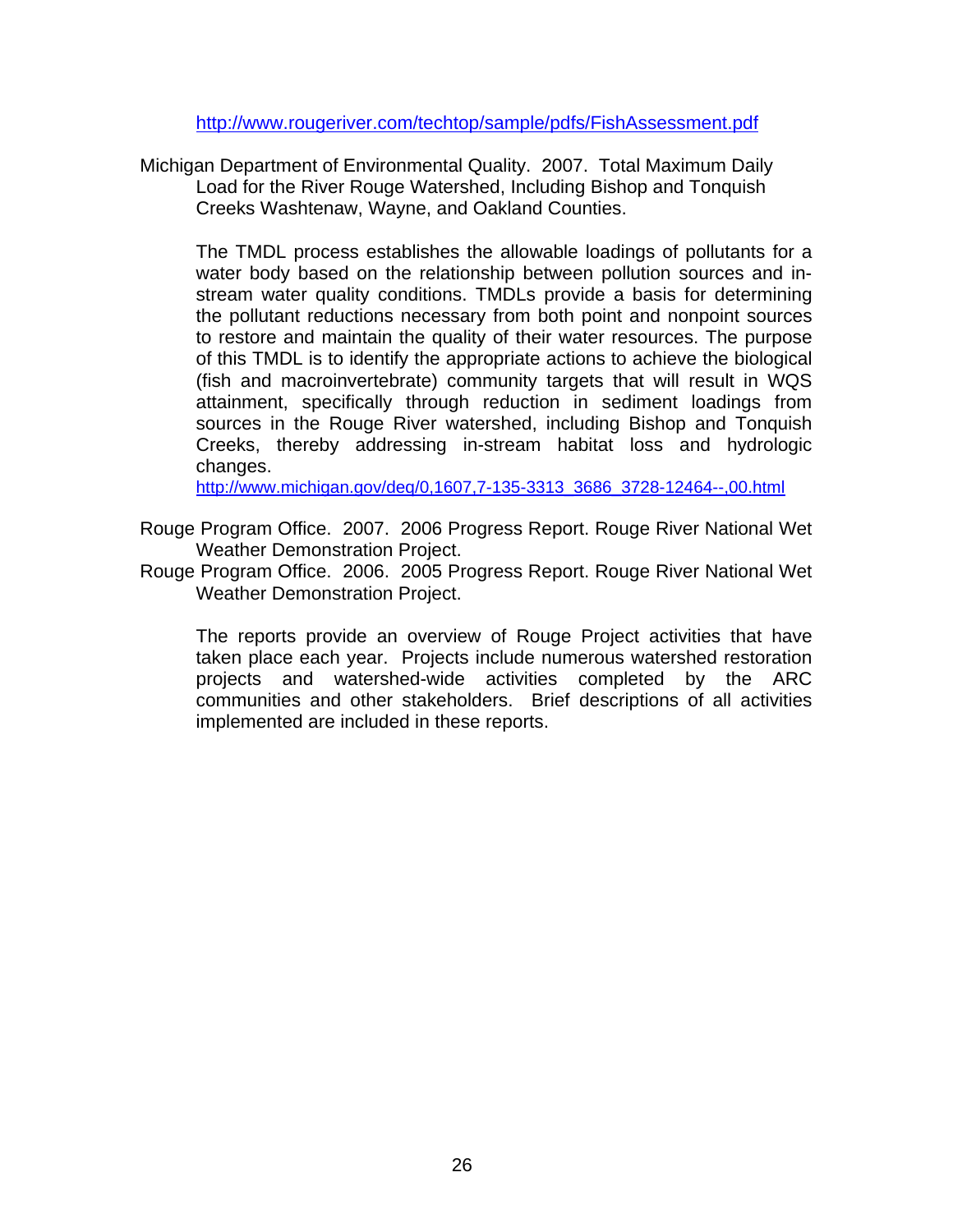http://www.rougeriver.com/techtop/sample/pdfs/FishAssessment.pdf

Michigan Department of Environmental Quality. 2007. Total Maximum Daily Load for the River Rouge Watershed, Including Bishop and Tonquish Creeks Washtenaw, Wayne, and Oakland Counties.

The TMDL process establishes the allowable loadings of pollutants for a water body based on the relationship between pollution sources and in-stream water quality conditions. TMDLs provide a basis for determining the pollutant reductions necessary from both point and nonpoint sources to restore and maintain the quality of their water resources. The purpose of this TMDL is to identify the appropriate actions to achieve the biological (fish and macroinvertebrate) community targets that will result in WQS attainment, specifically through reduction in sediment loadings from sources in the Rouge River watershed, including Bishop and Tonquish Creeks, thereby addressing in-stream habitat loss and hydrologic changes.
http://www.michigan.gov/deq/0,1607,7-135-3313_3686_3728-12464--,00.html

Rouge Program Office. 2007. 2006 Progress Report. Rouge River National Wet Weather Demonstration Project.

Rouge Program Office. 2006. 2005 Progress Report. Rouge River National Wet Weather Demonstration Project.

The reports provide an overview of Rouge Project activities that have taken place each year. Projects include numerous watershed restoration projects and watershed-wide activities completed by the ARC communities and other stakeholders. Brief descriptions of all activities implemented are included in these reports.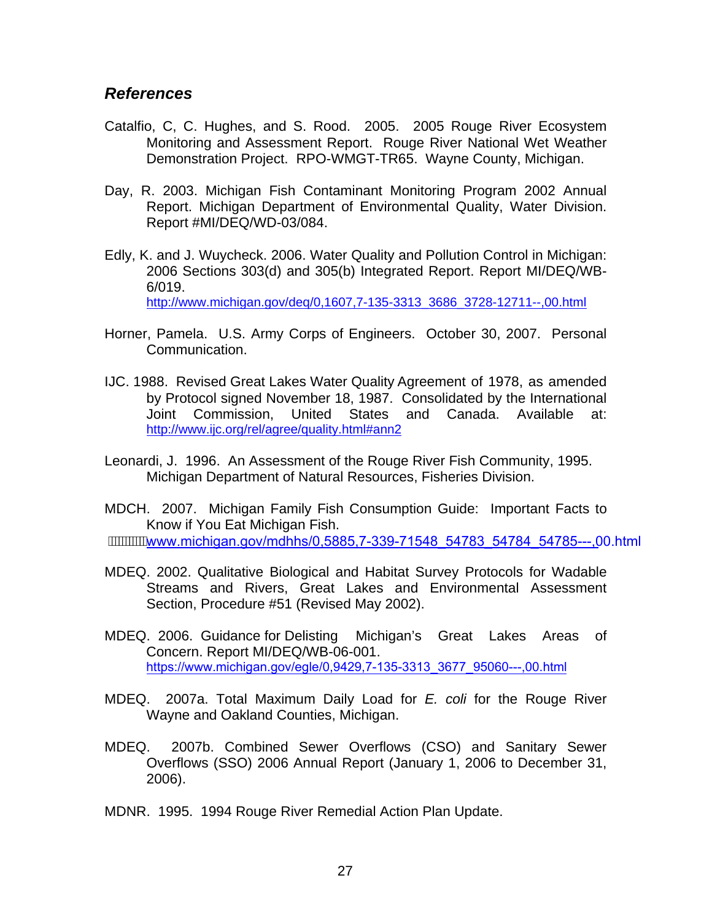## *References*

Catalfio, C, C. Hughes, and S. Rood. 2005. 2005 Rouge River Ecosystem Monitoring and Assessment Report. Rouge River National Wet Weather Demonstration Project. RPO-WMGT-TR65. Wayne County, Michigan.

Day, R. 2003. Michigan Fish Contaminant Monitoring Program 2002 Annual Report. Michigan Department of Environmental Quality, Water Division. Report #MI/DEQ/WD-03/084.

Edly, K. and J. Wuycheck. 2006. Water Quality and Pollution Control in Michigan: 2006 Sections 303(d) and 305(b) Integrated Report. Report MI/DEQ/WB-6/019.
http://www.michigan.gov/deq/0,1607,7-135-3313_3686_3728-12711--,00.html

Horner, Pamela. U.S. Army Corps of Engineers. October 30, 2007. Personal Communication.

IJC. 1988. Revised Great Lakes Water Quality Agreement of 1978, as amended by Protocol signed November 18, 1987. Consolidated by the International Joint Commission, United States and Canada. Available at: http://www.ijc.org/rel/agree/quality.html#ann2

Leonardi, J. 1996. An Assessment of the Rouge River Fish Community, 1995. Michigan Department of Natural Resources, Fisheries Division.

MDCH. 2007. Michigan Family Fish Consumption Guide: Important Facts to Know if You Eat Michigan Fish.
www.michigan.gov/mdhhs/0,5885,7-339-71548_54783_54784_54785---,00.html

MDEQ. 2002. Qualitative Biological and Habitat Survey Protocols for Wadable Streams and Rivers, Great Lakes and Environmental Assessment Section, Procedure #51 (Revised May 2002).

MDEQ. 2006. Guidance for Delisting Michigan's Great Lakes Areas of Concern. Report MI/DEQ/WB-06-001.
https://www.michigan.gov/egle/0,9429,7-135-3313_3677_95060---,00.html

MDEQ. 2007a. Total Maximum Daily Load for *E. coli* for the Rouge River Wayne and Oakland Counties, Michigan.

MDEQ. 2007b. Combined Sewer Overflows (CSO) and Sanitary Sewer Overflows (SSO) 2006 Annual Report (January 1, 2006 to December 31, 2006).

MDNR. 1995. 1994 Rouge River Remedial Action Plan Update.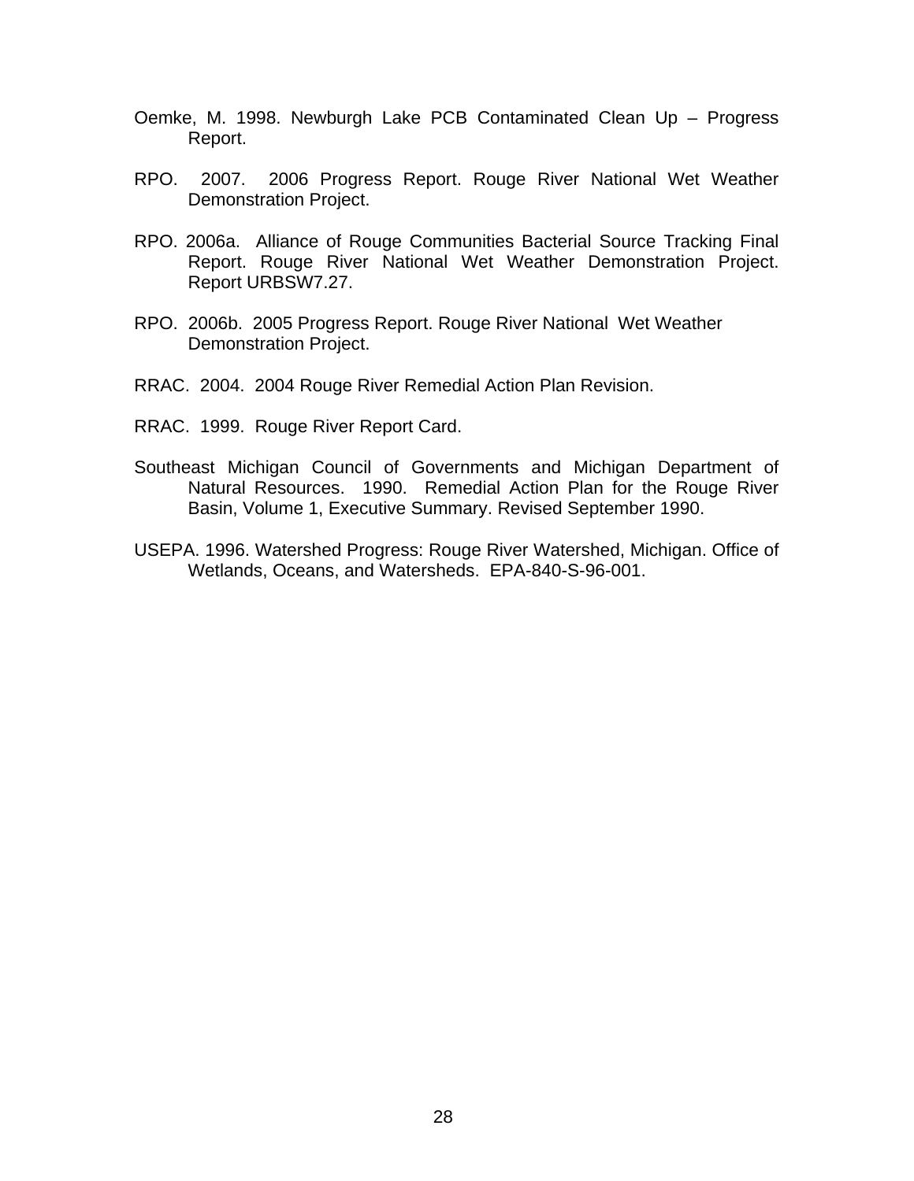Oemke, M. 1998. Newburgh Lake PCB Contaminated Clean Up – Progress Report.

RPO. 2007. 2006 Progress Report. Rouge River National Wet Weather Demonstration Project.

RPO. 2006a. Alliance of Rouge Communities Bacterial Source Tracking Final Report. Rouge River National Wet Weather Demonstration Project. Report URBSW7.27.

RPO. 2006b. 2005 Progress Report. Rouge River National Wet Weather Demonstration Project.

RRAC. 2004. 2004 Rouge River Remedial Action Plan Revision.

RRAC. 1999. Rouge River Report Card.

Southeast Michigan Council of Governments and Michigan Department of Natural Resources. 1990. Remedial Action Plan for the Rouge River Basin, Volume 1, Executive Summary. Revised September 1990.

USEPA. 1996. Watershed Progress: Rouge River Watershed, Michigan. Office of Wetlands, Oceans, and Watersheds. EPA-840-S-96-001.